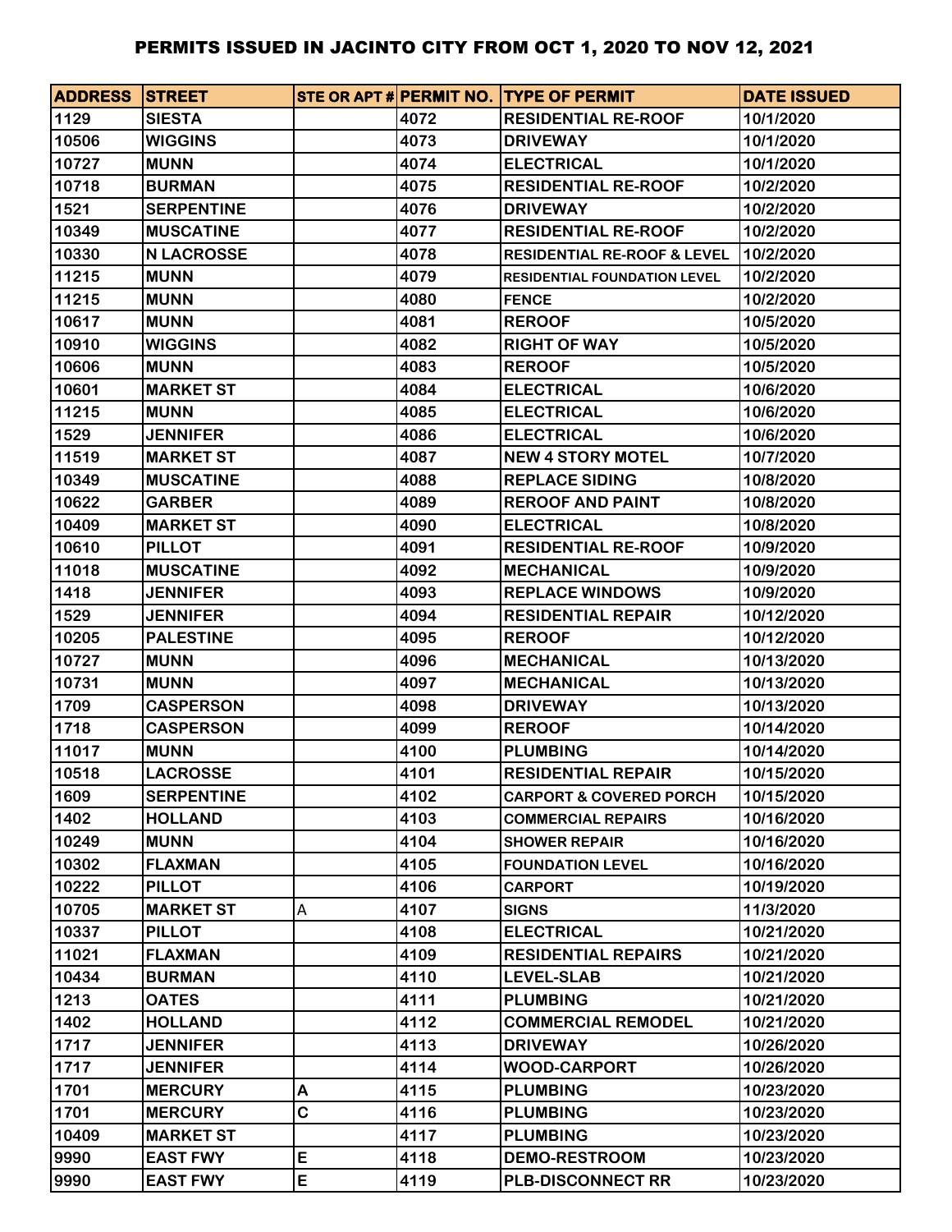# PERMITS ISSUED IN JACINTO CITY FROM OCT 1, 2020 TO NOV 12, 2021

| ADDRESS | STREET | STE OR APT # | PERMIT NO. | TYPE OF PERMIT | DATE ISSUED |
|---|---|---|---|---|---|
| 1129 | SIESTA | | 4072 | RESIDENTIAL RE-ROOF | 10/1/2020 |
| 10506 | WIGGINS | | 4073 | DRIVEWAY | 10/1/2020 |
| 10727 | MUNN | | 4074 | ELECTRICAL | 10/1/2020 |
| 10718 | BURMAN | | 4075 | RESIDENTIAL RE-ROOF | 10/2/2020 |
| 1521 | SERPENTINE | | 4076 | DRIVEWAY | 10/2/2020 |
| 10349 | MUSCATINE | | 4077 | RESIDENTIAL RE-ROOF | 10/2/2020 |
| 10330 | N LACROSSE | | 4078 | RESIDENTIAL RE-ROOF & LEVEL | 10/2/2020 |
| 11215 | MUNN | | 4079 | RESIDENTIAL FOUNDATION LEVEL | 10/2/2020 |
| 11215 | MUNN | | 4080 | FENCE | 10/2/2020 |
| 10617 | MUNN | | 4081 | REROOF | 10/5/2020 |
| 10910 | WIGGINS | | 4082 | RIGHT OF WAY | 10/5/2020 |
| 10606 | MUNN | | 4083 | REROOF | 10/5/2020 |
| 10601 | MARKET ST | | 4084 | ELECTRICAL | 10/6/2020 |
| 11215 | MUNN | | 4085 | ELECTRICAL | 10/6/2020 |
| 1529 | JENNIFER | | 4086 | ELECTRICAL | 10/6/2020 |
| 11519 | MARKET ST | | 4087 | NEW 4 STORY MOTEL | 10/7/2020 |
| 10349 | MUSCATINE | | 4088 | REPLACE SIDING | 10/8/2020 |
| 10622 | GARBER | | 4089 | REROOF AND PAINT | 10/8/2020 |
| 10409 | MARKET ST | | 4090 | ELECTRICAL | 10/8/2020 |
| 10610 | PILLOT | | 4091 | RESIDENTIAL RE-ROOF | 10/9/2020 |
| 11018 | MUSCATINE | | 4092 | MECHANICAL | 10/9/2020 |
| 1418 | JENNIFER | | 4093 | REPLACE WINDOWS | 10/9/2020 |
| 1529 | JENNIFER | | 4094 | RESIDENTIAL REPAIR | 10/12/2020 |
| 10205 | PALESTINE | | 4095 | REROOF | 10/12/2020 |
| 10727 | MUNN | | 4096 | MECHANICAL | 10/13/2020 |
| 10731 | MUNN | | 4097 | MECHANICAL | 10/13/2020 |
| 1709 | CASPERSON | | 4098 | DRIVEWAY | 10/13/2020 |
| 1718 | CASPERSON | | 4099 | REROOF | 10/14/2020 |
| 11017 | MUNN | | 4100 | PLUMBING | 10/14/2020 |
| 10518 | LACROSSE | | 4101 | RESIDENTIAL REPAIR | 10/15/2020 |
| 1609 | SERPENTINE | | 4102 | CARPORT & COVERED PORCH | 10/15/2020 |
| 1402 | HOLLAND | | 4103 | COMMERCIAL REPAIRS | 10/16/2020 |
| 10249 | MUNN | | 4104 | SHOWER REPAIR | 10/16/2020 |
| 10302 | FLAXMAN | | 4105 | FOUNDATION LEVEL | 10/16/2020 |
| 10222 | PILLOT | | 4106 | CARPORT | 10/19/2020 |
| 10705 | MARKET ST | A | 4107 | SIGNS | 11/3/2020 |
| 10337 | PILLOT | | 4108 | ELECTRICAL | 10/21/2020 |
| 11021 | FLAXMAN | | 4109 | RESIDENTIAL REPAIRS | 10/21/2020 |
| 10434 | BURMAN | | 4110 | LEVEL-SLAB | 10/21/2020 |
| 1213 | OATES | | 4111 | PLUMBING | 10/21/2020 |
| 1402 | HOLLAND | | 4112 | COMMERCIAL REMODEL | 10/21/2020 |
| 1717 | JENNIFER | | 4113 | DRIVEWAY | 10/26/2020 |
| 1717 | JENNIFER | | 4114 | WOOD-CARPORT | 10/26/2020 |
| 1701 | MERCURY | A | 4115 | PLUMBING | 10/23/2020 |
| 1701 | MERCURY | C | 4116 | PLUMBING | 10/23/2020 |
| 10409 | MARKET ST | | 4117 | PLUMBING | 10/23/2020 |
| 9990 | EAST FWY | E | 4118 | DEMO-RESTROOM | 10/23/2020 |
| 9990 | EAST FWY | E | 4119 | PLB-DISCONNECT RR | 10/23/2020 |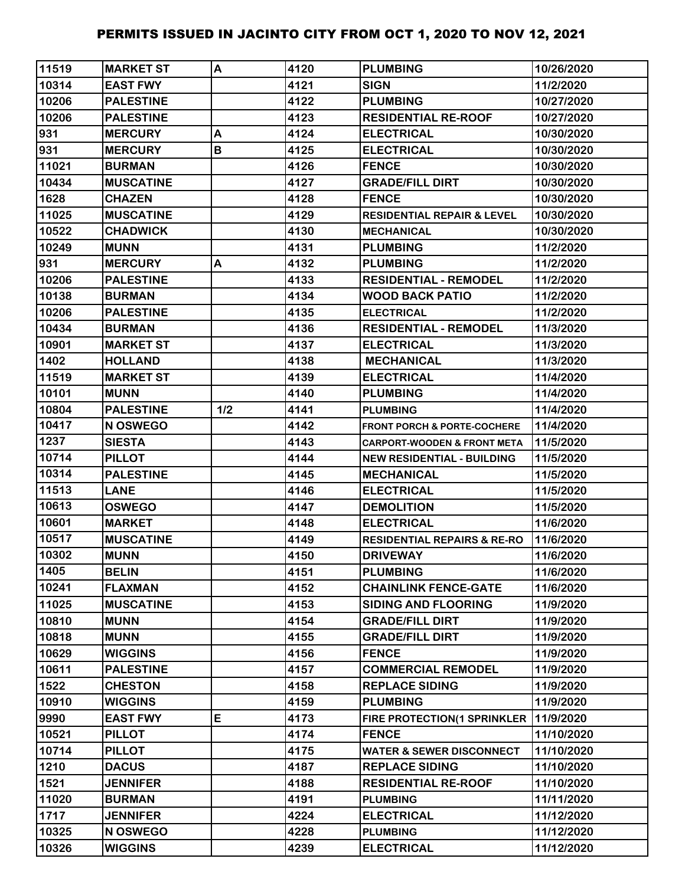# PERMITS ISSUED IN JACINTO CITY FROM OCT 1, 2020 TO NOV 12, 2021

| | | | | | |
|---|---|---|---|---|---|
| 11519 | MARKET ST | A | 4120 | PLUMBING | 10/26/2020 |
| 10314 | EAST FWY | | 4121 | SIGN | 11/2/2020 |
| 10206 | PALESTINE | | 4122 | PLUMBING | 10/27/2020 |
| 10206 | PALESTINE | | 4123 | RESIDENTIAL RE-ROOF | 10/27/2020 |
| 931 | MERCURY | A | 4124 | ELECTRICAL | 10/30/2020 |
| 931 | MERCURY | B | 4125 | ELECTRICAL | 10/30/2020 |
| 11021 | BURMAN | | 4126 | FENCE | 10/30/2020 |
| 10434 | MUSCATINE | | 4127 | GRADE/FILL DIRT | 10/30/2020 |
| 1628 | CHAZEN | | 4128 | FENCE | 10/30/2020 |
| 11025 | MUSCATINE | | 4129 | RESIDENTIAL REPAIR & LEVEL | 10/30/2020 |
| 10522 | CHADWICK | | 4130 | MECHANICAL | 10/30/2020 |
| 10249 | MUNN | | 4131 | PLUMBING | 11/2/2020 |
| 931 | MERCURY | A | 4132 | PLUMBING | 11/2/2020 |
| 10206 | PALESTINE | | 4133 | RESIDENTIAL - REMODEL | 11/2/2020 |
| 10138 | BURMAN | | 4134 | WOOD BACK PATIO | 11/2/2020 |
| 10206 | PALESTINE | | 4135 | ELECTRICAL | 11/2/2020 |
| 10434 | BURMAN | | 4136 | RESIDENTIAL - REMODEL | 11/3/2020 |
| 10901 | MARKET ST | | 4137 | ELECTRICAL | 11/3/2020 |
| 1402 | HOLLAND | | 4138 | MECHANICAL | 11/3/2020 |
| 11519 | MARKET ST | | 4139 | ELECTRICAL | 11/4/2020 |
| 10101 | MUNN | | 4140 | PLUMBING | 11/4/2020 |
| 10804 | PALESTINE | 1/2 | 4141 | PLUMBING | 11/4/2020 |
| 10417 | N OSWEGO | | 4142 | FRONT PORCH & PORTE-COCHERE | 11/4/2020 |
| 1237 | SIESTA | | 4143 | CARPORT-WOODEN & FRONT META | 11/5/2020 |
| 10714 | PILLOT | | 4144 | NEW RESIDENTIAL - BUILDING | 11/5/2020 |
| 10314 | PALESTINE | | 4145 | MECHANICAL | 11/5/2020 |
| 11513 | LANE | | 4146 | ELECTRICAL | 11/5/2020 |
| 10613 | OSWEGO | | 4147 | DEMOLITION | 11/5/2020 |
| 10601 | MARKET | | 4148 | ELECTRICAL | 11/6/2020 |
| 10517 | MUSCATINE | | 4149 | RESIDENTIAL REPAIRS & RE-RO | 11/6/2020 |
| 10302 | MUNN | | 4150 | DRIVEWAY | 11/6/2020 |
| 1405 | BELIN | | 4151 | PLUMBING | 11/6/2020 |
| 10241 | FLAXMAN | | 4152 | CHAINLINK FENCE-GATE | 11/6/2020 |
| 11025 | MUSCATINE | | 4153 | SIDING AND FLOORING | 11/9/2020 |
| 10810 | MUNN | | 4154 | GRADE/FILL DIRT | 11/9/2020 |
| 10818 | MUNN | | 4155 | GRADE/FILL DIRT | 11/9/2020 |
| 10629 | WIGGINS | | 4156 | FENCE | 11/9/2020 |
| 10611 | PALESTINE | | 4157 | COMMERCIAL REMODEL | 11/9/2020 |
| 1522 | CHESTON | | 4158 | REPLACE SIDING | 11/9/2020 |
| 10910 | WIGGINS | | 4159 | PLUMBING | 11/9/2020 |
| 9990 | EAST FWY | E | 4173 | FIRE PROTECTION(1 SPRINKLER | 11/9/2020 |
| 10521 | PILLOT | | 4174 | FENCE | 11/10/2020 |
| 10714 | PILLOT | | 4175 | WATER & SEWER DISCONNECT | 11/10/2020 |
| 1210 | DACUS | | 4187 | REPLACE SIDING | 11/10/2020 |
| 1521 | JENNIFER | | 4188 | RESIDENTIAL RE-ROOF | 11/10/2020 |
| 11020 | BURMAN | | 4191 | PLUMBING | 11/11/2020 |
| 1717 | JENNIFER | | 4224 | ELECTRICAL | 11/12/2020 |
| 10325 | N OSWEGO | | 4228 | PLUMBING | 11/12/2020 |
| 10326 | WIGGINS | | 4239 | ELECTRICAL | 11/12/2020 |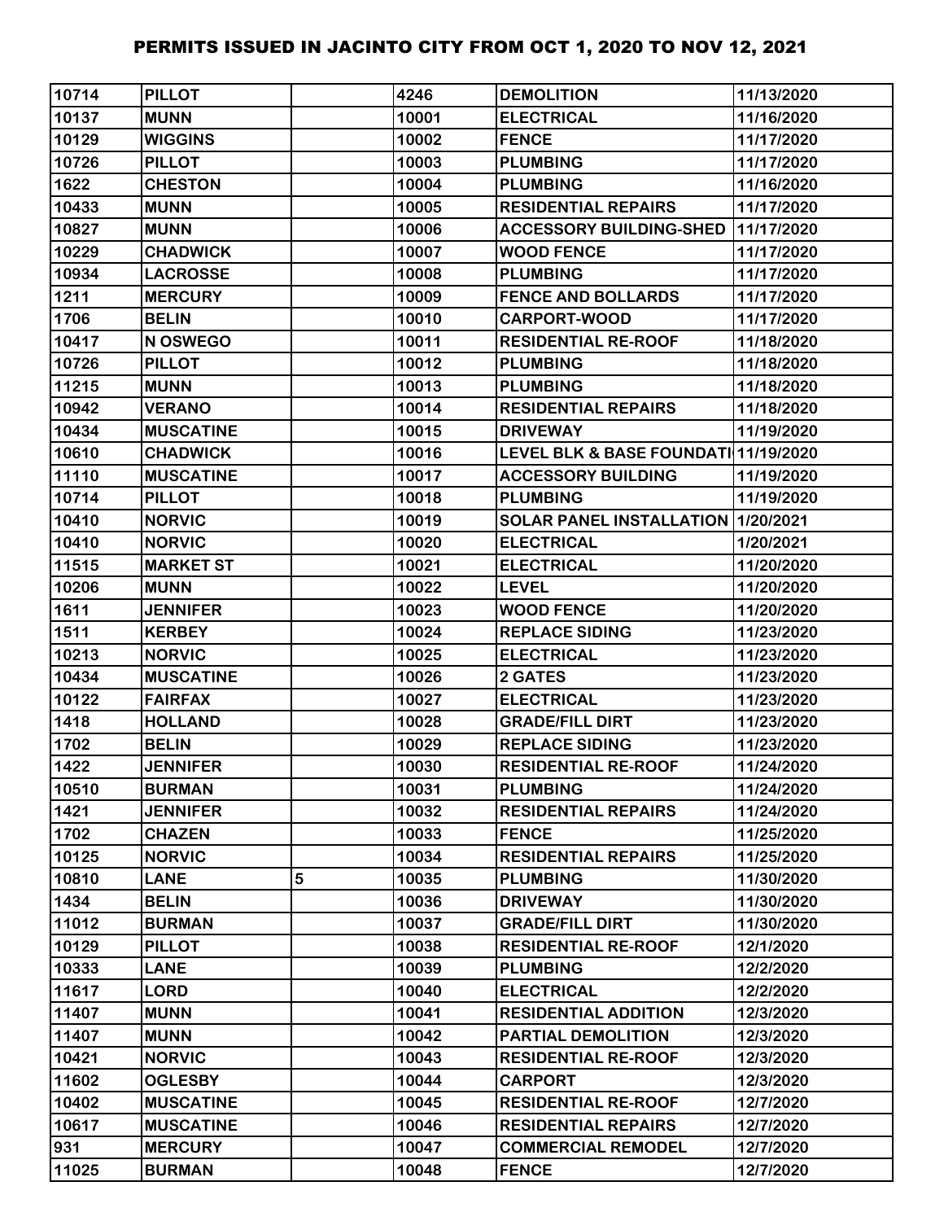# PERMITS ISSUED IN JACINTO CITY FROM OCT 1, 2020 TO NOV 12, 2021

| | | | | | |
|---|---|---|---|---|---|
| 10714 | PILLOT | | 4246 | DEMOLITION | 11/13/2020 |
| 10137 | MUNN | | 10001 | ELECTRICAL | 11/16/2020 |
| 10129 | WIGGINS | | 10002 | FENCE | 11/17/2020 |
| 10726 | PILLOT | | 10003 | PLUMBING | 11/17/2020 |
| 1622 | CHESTON | | 10004 | PLUMBING | 11/16/2020 |
| 10433 | MUNN | | 10005 | RESIDENTIAL REPAIRS | 11/17/2020 |
| 10827 | MUNN | | 10006 | ACCESSORY BUILDING-SHED | 11/17/2020 |
| 10229 | CHADWICK | | 10007 | WOOD FENCE | 11/17/2020 |
| 10934 | LACROSSE | | 10008 | PLUMBING | 11/17/2020 |
| 1211 | MERCURY | | 10009 | FENCE AND BOLLARDS | 11/17/2020 |
| 1706 | BELIN | | 10010 | CARPORT-WOOD | 11/17/2020 |
| 10417 | N OSWEGO | | 10011 | RESIDENTIAL RE-ROOF | 11/18/2020 |
| 10726 | PILLOT | | 10012 | PLUMBING | 11/18/2020 |
| 11215 | MUNN | | 10013 | PLUMBING | 11/18/2020 |
| 10942 | VERANO | | 10014 | RESIDENTIAL REPAIRS | 11/18/2020 |
| 10434 | MUSCATINE | | 10015 | DRIVEWAY | 11/19/2020 |
| 10610 | CHADWICK | | 10016 | LEVEL BLK & BASE FOUNDATI | 11/19/2020 |
| 11110 | MUSCATINE | | 10017 | ACCESSORY BUILDING | 11/19/2020 |
| 10714 | PILLOT | | 10018 | PLUMBING | 11/19/2020 |
| 10410 | NORVIC | | 10019 | SOLAR PANEL INSTALLATION | 1/20/2021 |
| 10410 | NORVIC | | 10020 | ELECTRICAL | 1/20/2021 |
| 11515 | MARKET ST | | 10021 | ELECTRICAL | 11/20/2020 |
| 10206 | MUNN | | 10022 | LEVEL | 11/20/2020 |
| 1611 | JENNIFER | | 10023 | WOOD FENCE | 11/20/2020 |
| 1511 | KERBEY | | 10024 | REPLACE SIDING | 11/23/2020 |
| 10213 | NORVIC | | 10025 | ELECTRICAL | 11/23/2020 |
| 10434 | MUSCATINE | | 10026 | 2 GATES | 11/23/2020 |
| 10122 | FAIRFAX | | 10027 | ELECTRICAL | 11/23/2020 |
| 1418 | HOLLAND | | 10028 | GRADE/FILL DIRT | 11/23/2020 |
| 1702 | BELIN | | 10029 | REPLACE SIDING | 11/23/2020 |
| 1422 | JENNIFER | | 10030 | RESIDENTIAL RE-ROOF | 11/24/2020 |
| 10510 | BURMAN | | 10031 | PLUMBING | 11/24/2020 |
| 1421 | JENNIFER | | 10032 | RESIDENTIAL REPAIRS | 11/24/2020 |
| 1702 | CHAZEN | | 10033 | FENCE | 11/25/2020 |
| 10125 | NORVIC | | 10034 | RESIDENTIAL REPAIRS | 11/25/2020 |
| 10810 | LANE | 5 | 10035 | PLUMBING | 11/30/2020 |
| 1434 | BELIN | | 10036 | DRIVEWAY | 11/30/2020 |
| 11012 | BURMAN | | 10037 | GRADE/FILL DIRT | 11/30/2020 |
| 10129 | PILLOT | | 10038 | RESIDENTIAL RE-ROOF | 12/1/2020 |
| 10333 | LANE | | 10039 | PLUMBING | 12/2/2020 |
| 11617 | LORD | | 10040 | ELECTRICAL | 12/2/2020 |
| 11407 | MUNN | | 10041 | RESIDENTIAL ADDITION | 12/3/2020 |
| 11407 | MUNN | | 10042 | PARTIAL DEMOLITION | 12/3/2020 |
| 10421 | NORVIC | | 10043 | RESIDENTIAL RE-ROOF | 12/3/2020 |
| 11602 | OGLESBY | | 10044 | CARPORT | 12/3/2020 |
| 10402 | MUSCATINE | | 10045 | RESIDENTIAL RE-ROOF | 12/7/2020 |
| 10617 | MUSCATINE | | 10046 | RESIDENTIAL REPAIRS | 12/7/2020 |
| 931 | MERCURY | | 10047 | COMMERCIAL REMODEL | 12/7/2020 |
| 11025 | BURMAN | | 10048 | FENCE | 12/7/2020 |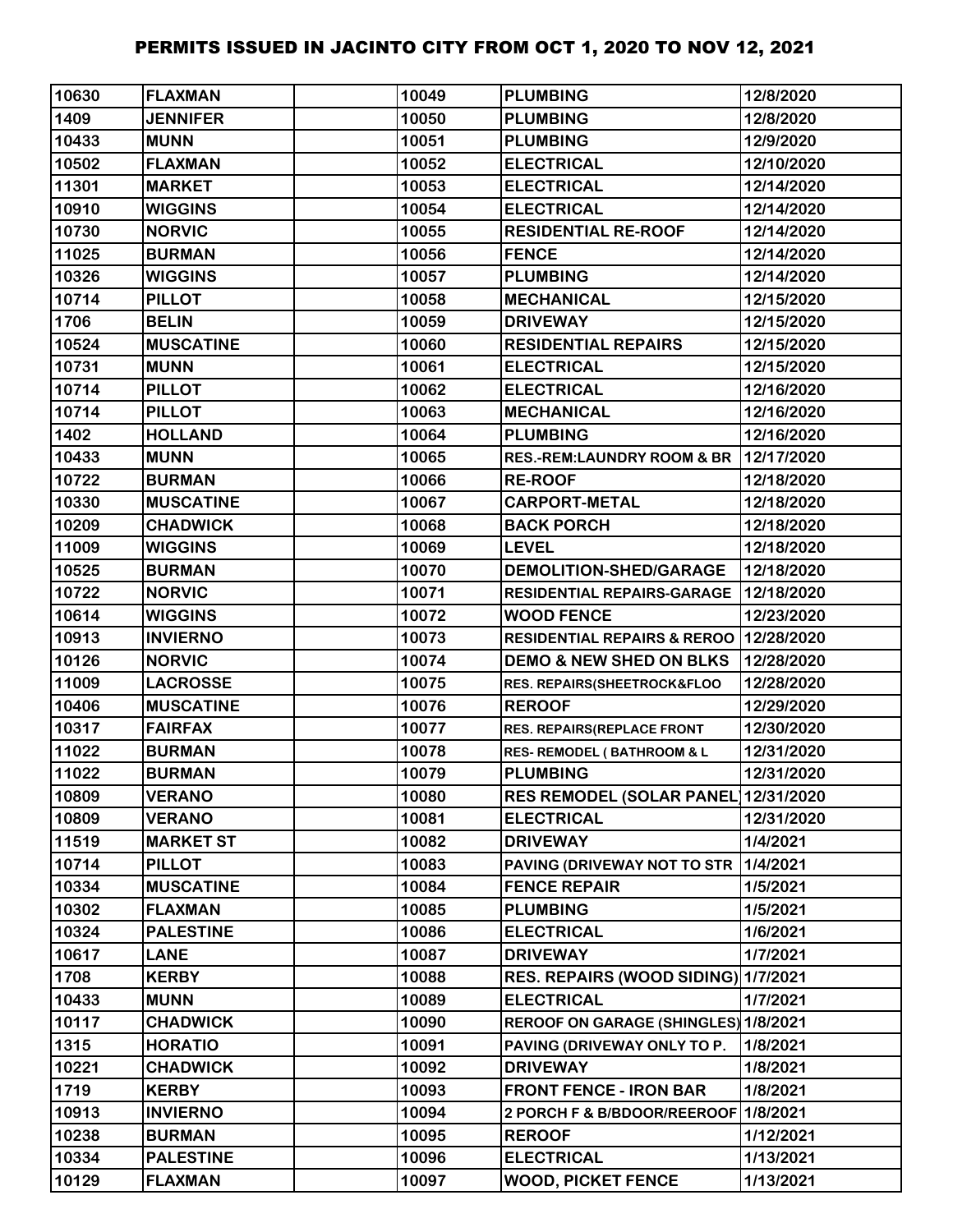# PERMITS ISSUED IN JACINTO CITY FROM OCT 1, 2020 TO NOV 12, 2021

| | | | | | |
|---|---|---|---|---|---|
| 10630 | FLAXMAN | | 10049 | PLUMBING | 12/8/2020 |
| 1409 | JENNIFER | | 10050 | PLUMBING | 12/8/2020 |
| 10433 | MUNN | | 10051 | PLUMBING | 12/9/2020 |
| 10502 | FLAXMAN | | 10052 | ELECTRICAL | 12/10/2020 |
| 11301 | MARKET | | 10053 | ELECTRICAL | 12/14/2020 |
| 10910 | WIGGINS | | 10054 | ELECTRICAL | 12/14/2020 |
| 10730 | NORVIC | | 10055 | RESIDENTIAL RE-ROOF | 12/14/2020 |
| 11025 | BURMAN | | 10056 | FENCE | 12/14/2020 |
| 10326 | WIGGINS | | 10057 | PLUMBING | 12/14/2020 |
| 10714 | PILLOT | | 10058 | MECHANICAL | 12/15/2020 |
| 1706 | BELIN | | 10059 | DRIVEWAY | 12/15/2020 |
| 10524 | MUSCATINE | | 10060 | RESIDENTIAL REPAIRS | 12/15/2020 |
| 10731 | MUNN | | 10061 | ELECTRICAL | 12/15/2020 |
| 10714 | PILLOT | | 10062 | ELECTRICAL | 12/16/2020 |
| 10714 | PILLOT | | 10063 | MECHANICAL | 12/16/2020 |
| 1402 | HOLLAND | | 10064 | PLUMBING | 12/16/2020 |
| 10433 | MUNN | | 10065 | RES.-REM:LAUNDRY ROOM & BR | 12/17/2020 |
| 10722 | BURMAN | | 10066 | RE-ROOF | 12/18/2020 |
| 10330 | MUSCATINE | | 10067 | CARPORT-METAL | 12/18/2020 |
| 10209 | CHADWICK | | 10068 | BACK PORCH | 12/18/2020 |
| 11009 | WIGGINS | | 10069 | LEVEL | 12/18/2020 |
| 10525 | BURMAN | | 10070 | DEMOLITION-SHED/GARAGE | 12/18/2020 |
| 10722 | NORVIC | | 10071 | RESIDENTIAL REPAIRS-GARAGE | 12/18/2020 |
| 10614 | WIGGINS | | 10072 | WOOD FENCE | 12/23/2020 |
| 10913 | INVIERNO | | 10073 | RESIDENTIAL REPAIRS & REROO | 12/28/2020 |
| 10126 | NORVIC | | 10074 | DEMO & NEW SHED ON BLKS | 12/28/2020 |
| 11009 | LACROSSE | | 10075 | RES. REPAIRS(SHEETROCK&FLOO | 12/28/2020 |
| 10406 | MUSCATINE | | 10076 | REROOF | 12/29/2020 |
| 10317 | FAIRFAX | | 10077 | RES. REPAIRS(REPLACE FRONT | 12/30/2020 |
| 11022 | BURMAN | | 10078 | RES- REMODEL ( BATHROOM & L | 12/31/2020 |
| 11022 | BURMAN | | 10079 | PLUMBING | 12/31/2020 |
| 10809 | VERANO | | 10080 | RES REMODEL (SOLAR PANEL) | 12/31/2020 |
| 10809 | VERANO | | 10081 | ELECTRICAL | 12/31/2020 |
| 11519 | MARKET ST | | 10082 | DRIVEWAY | 1/4/2021 |
| 10714 | PILLOT | | 10083 | PAVING (DRIVEWAY NOT TO STR | 1/4/2021 |
| 10334 | MUSCATINE | | 10084 | FENCE REPAIR | 1/5/2021 |
| 10302 | FLAXMAN | | 10085 | PLUMBING | 1/5/2021 |
| 10324 | PALESTINE | | 10086 | ELECTRICAL | 1/6/2021 |
| 10617 | LANE | | 10087 | DRIVEWAY | 1/7/2021 |
| 1708 | KERBY | | 10088 | RES. REPAIRS (WOOD SIDING) | 1/7/2021 |
| 10433 | MUNN | | 10089 | ELECTRICAL | 1/7/2021 |
| 10117 | CHADWICK | | 10090 | REROOF ON GARAGE (SHINGLES) | 1/8/2021 |
| 1315 | HORATIO | | 10091 | PAVING (DRIVEWAY ONLY TO P. | 1/8/2021 |
| 10221 | CHADWICK | | 10092 | DRIVEWAY | 1/8/2021 |
| 1719 | KERBY | | 10093 | FRONT FENCE - IRON BAR | 1/8/2021 |
| 10913 | INVIERNO | | 10094 | 2 PORCH F & B/BDOOR/REEROOF | 1/8/2021 |
| 10238 | BURMAN | | 10095 | REROOF | 1/12/2021 |
| 10334 | PALESTINE | | 10096 | ELECTRICAL | 1/13/2021 |
| 10129 | FLAXMAN | | 10097 | WOOD, PICKET FENCE | 1/13/2021 |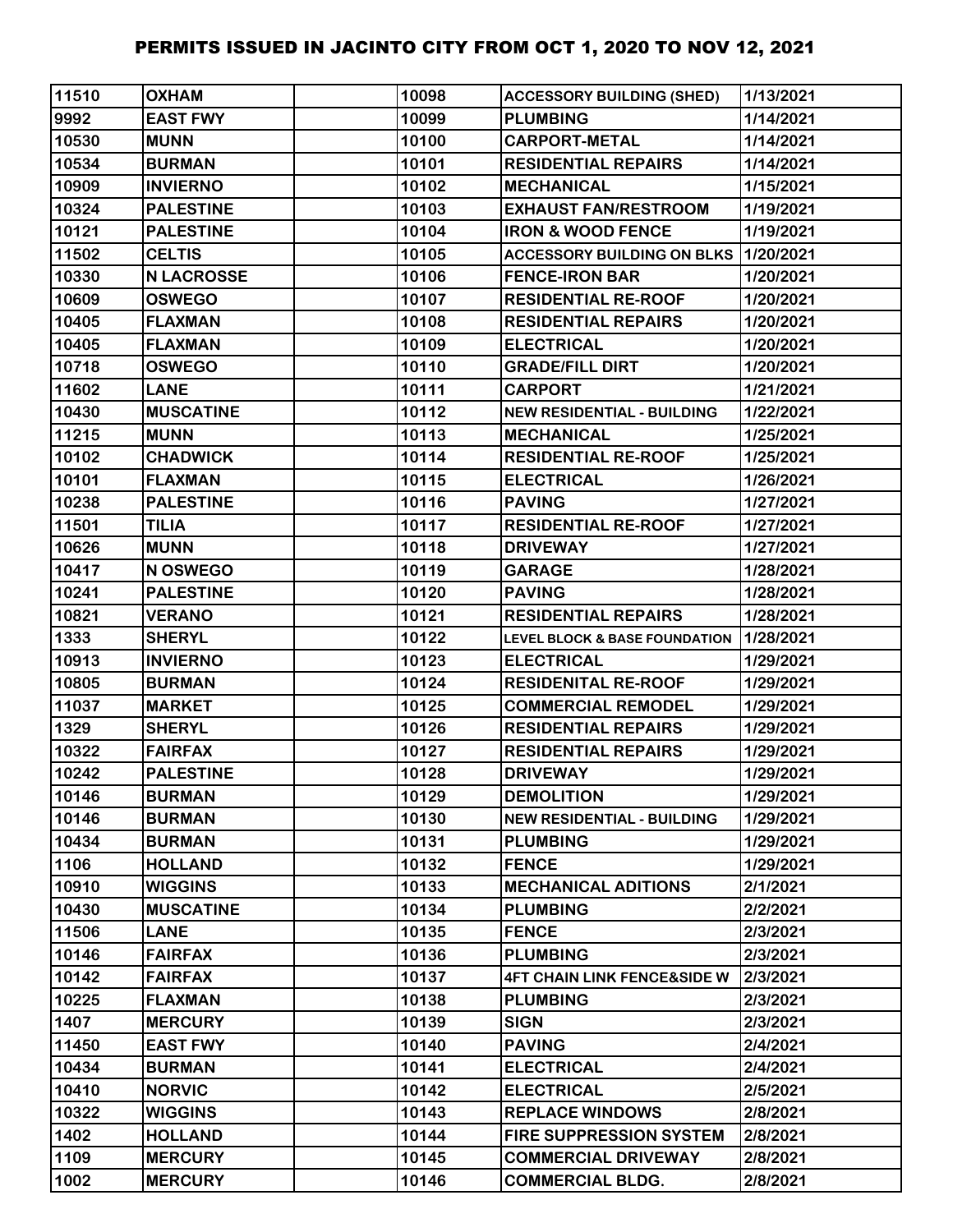# PERMITS ISSUED IN JACINTO CITY FROM OCT 1, 2020 TO NOV 12, 2021

| | | | | | |
|---|---|---|---|---|---|
| 11510 | OXHAM | | 10098 | ACCESSORY BUILDING (SHED) | 1/13/2021 |
| 9992 | EAST FWY | | 10099 | PLUMBING | 1/14/2021 |
| 10530 | MUNN | | 10100 | CARPORT-METAL | 1/14/2021 |
| 10534 | BURMAN | | 10101 | RESIDENTIAL REPAIRS | 1/14/2021 |
| 10909 | INVIERNO | | 10102 | MECHANICAL | 1/15/2021 |
| 10324 | PALESTINE | | 10103 | EXHAUST FAN/RESTROOM | 1/19/2021 |
| 10121 | PALESTINE | | 10104 | IRON & WOOD FENCE | 1/19/2021 |
| 11502 | CELTIS | | 10105 | ACCESSORY BUILDING ON BLKS | 1/20/2021 |
| 10330 | N LACROSSE | | 10106 | FENCE-IRON BAR | 1/20/2021 |
| 10609 | OSWEGO | | 10107 | RESIDENTIAL RE-ROOF | 1/20/2021 |
| 10405 | FLAXMAN | | 10108 | RESIDENTIAL REPAIRS | 1/20/2021 |
| 10405 | FLAXMAN | | 10109 | ELECTRICAL | 1/20/2021 |
| 10718 | OSWEGO | | 10110 | GRADE/FILL DIRT | 1/20/2021 |
| 11602 | LANE | | 10111 | CARPORT | 1/21/2021 |
| 10430 | MUSCATINE | | 10112 | NEW RESIDENTIAL - BUILDING | 1/22/2021 |
| 11215 | MUNN | | 10113 | MECHANICAL | 1/25/2021 |
| 10102 | CHADWICK | | 10114 | RESIDENTIAL RE-ROOF | 1/25/2021 |
| 10101 | FLAXMAN | | 10115 | ELECTRICAL | 1/26/2021 |
| 10238 | PALESTINE | | 10116 | PAVING | 1/27/2021 |
| 11501 | TILIA | | 10117 | RESIDENTIAL RE-ROOF | 1/27/2021 |
| 10626 | MUNN | | 10118 | DRIVEWAY | 1/27/2021 |
| 10417 | N OSWEGO | | 10119 | GARAGE | 1/28/2021 |
| 10241 | PALESTINE | | 10120 | PAVING | 1/28/2021 |
| 10821 | VERANO | | 10121 | RESIDENTIAL REPAIRS | 1/28/2021 |
| 1333 | SHERYL | | 10122 | LEVEL BLOCK & BASE FOUNDATION | 1/28/2021 |
| 10913 | INVIERNO | | 10123 | ELECTRICAL | 1/29/2021 |
| 10805 | BURMAN | | 10124 | RESIDENITAL RE-ROOF | 1/29/2021 |
| 11037 | MARKET | | 10125 | COMMERCIAL REMODEL | 1/29/2021 |
| 1329 | SHERYL | | 10126 | RESIDENTIAL REPAIRS | 1/29/2021 |
| 10322 | FAIRFAX | | 10127 | RESIDENTIAL REPAIRS | 1/29/2021 |
| 10242 | PALESTINE | | 10128 | DRIVEWAY | 1/29/2021 |
| 10146 | BURMAN | | 10129 | DEMOLITION | 1/29/2021 |
| 10146 | BURMAN | | 10130 | NEW RESIDENTIAL - BUILDING | 1/29/2021 |
| 10434 | BURMAN | | 10131 | PLUMBING | 1/29/2021 |
| 1106 | HOLLAND | | 10132 | FENCE | 1/29/2021 |
| 10910 | WIGGINS | | 10133 | MECHANICAL ADITIONS | 2/1/2021 |
| 10430 | MUSCATINE | | 10134 | PLUMBING | 2/2/2021 |
| 11506 | LANE | | 10135 | FENCE | 2/3/2021 |
| 10146 | FAIRFAX | | 10136 | PLUMBING | 2/3/2021 |
| 10142 | FAIRFAX | | 10137 | 4FT CHAIN LINK FENCE&SIDE W | 2/3/2021 |
| 10225 | FLAXMAN | | 10138 | PLUMBING | 2/3/2021 |
| 1407 | MERCURY | | 10139 | SIGN | 2/3/2021 |
| 11450 | EAST FWY | | 10140 | PAVING | 2/4/2021 |
| 10434 | BURMAN | | 10141 | ELECTRICAL | 2/4/2021 |
| 10410 | NORVIC | | 10142 | ELECTRICAL | 2/5/2021 |
| 10322 | WIGGINS | | 10143 | REPLACE WINDOWS | 2/8/2021 |
| 1402 | HOLLAND | | 10144 | FIRE SUPPRESSION SYSTEM | 2/8/2021 |
| 1109 | MERCURY | | 10145 | COMMERCIAL DRIVEWAY | 2/8/2021 |
| 1002 | MERCURY | | 10146 | COMMERCIAL BLDG. | 2/8/2021 |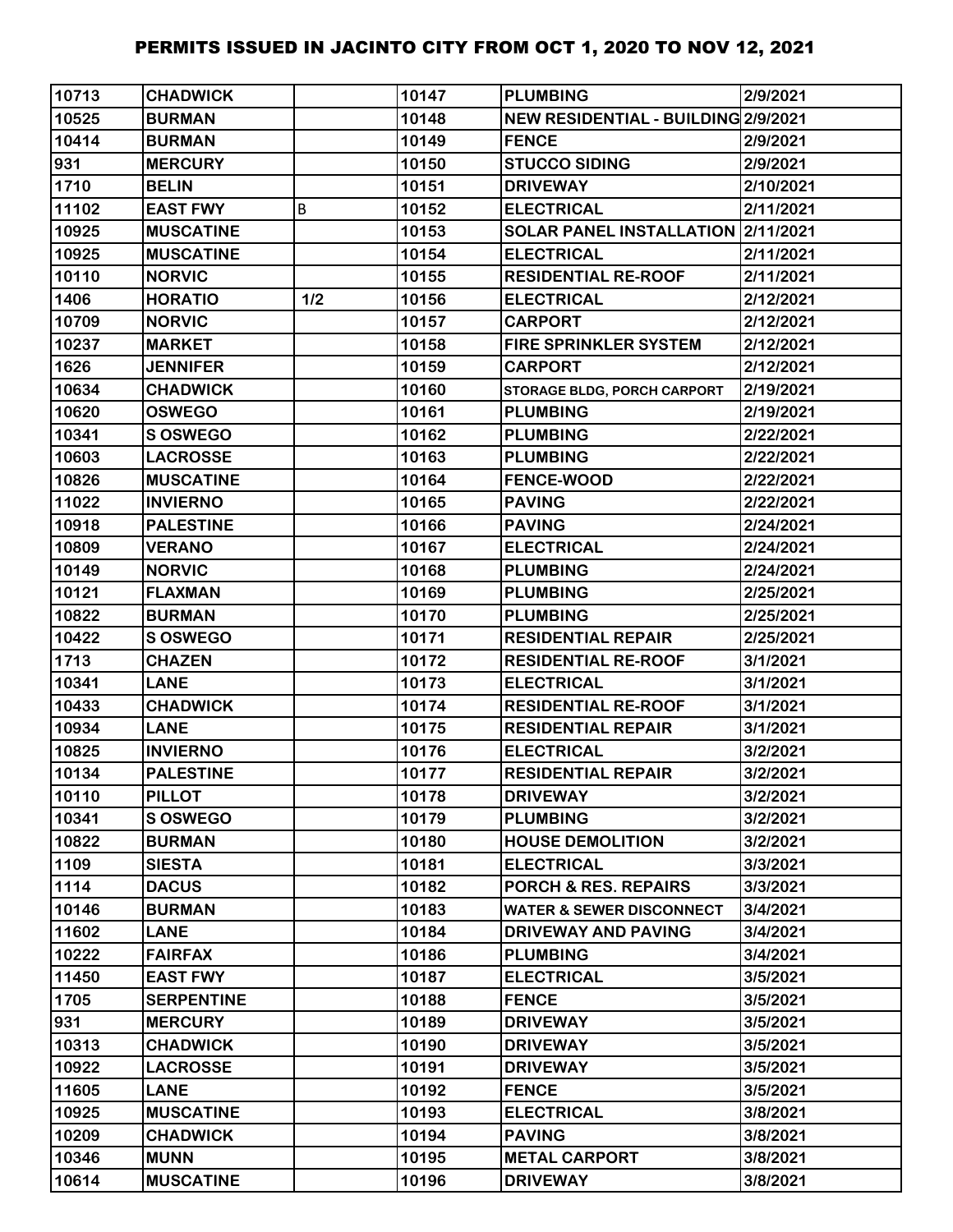# PERMITS ISSUED IN JACINTO CITY FROM OCT 1, 2020 TO NOV 12, 2021

| | | | | | |
|---|---|---|---|---|---|
| 10713 | CHADWICK | | 10147 | PLUMBING | 2/9/2021 |
| 10525 | BURMAN | | 10148 | NEW RESIDENTIAL - BUILDING | 2/9/2021 |
| 10414 | BURMAN | | 10149 | FENCE | 2/9/2021 |
| 931 | MERCURY | | 10150 | STUCCO SIDING | 2/9/2021 |
| 1710 | BELIN | | 10151 | DRIVEWAY | 2/10/2021 |
| 11102 | EAST FWY | B | 10152 | ELECTRICAL | 2/11/2021 |
| 10925 | MUSCATINE | | 10153 | SOLAR PANEL INSTALLATION | 2/11/2021 |
| 10925 | MUSCATINE | | 10154 | ELECTRICAL | 2/11/2021 |
| 10110 | NORVIC | | 10155 | RESIDENTIAL RE-ROOF | 2/11/2021 |
| 1406 | HORATIO | 1/2 | 10156 | ELECTRICAL | 2/12/2021 |
| 10709 | NORVIC | | 10157 | CARPORT | 2/12/2021 |
| 10237 | MARKET | | 10158 | FIRE SPRINKLER SYSTEM | 2/12/2021 |
| 1626 | JENNIFER | | 10159 | CARPORT | 2/12/2021 |
| 10634 | CHADWICK | | 10160 | STORAGE BLDG, PORCH CARPORT | 2/19/2021 |
| 10620 | OSWEGO | | 10161 | PLUMBING | 2/19/2021 |
| 10341 | S OSWEGO | | 10162 | PLUMBING | 2/22/2021 |
| 10603 | LACROSSE | | 10163 | PLUMBING | 2/22/2021 |
| 10826 | MUSCATINE | | 10164 | FENCE-WOOD | 2/22/2021 |
| 11022 | INVIERNO | | 10165 | PAVING | 2/22/2021 |
| 10918 | PALESTINE | | 10166 | PAVING | 2/24/2021 |
| 10809 | VERANO | | 10167 | ELECTRICAL | 2/24/2021 |
| 10149 | NORVIC | | 10168 | PLUMBING | 2/24/2021 |
| 10121 | FLAXMAN | | 10169 | PLUMBING | 2/25/2021 |
| 10822 | BURMAN | | 10170 | PLUMBING | 2/25/2021 |
| 10422 | S OSWEGO | | 10171 | RESIDENTIAL REPAIR | 2/25/2021 |
| 1713 | CHAZEN | | 10172 | RESIDENTIAL RE-ROOF | 3/1/2021 |
| 10341 | LANE | | 10173 | ELECTRICAL | 3/1/2021 |
| 10433 | CHADWICK | | 10174 | RESIDENTIAL RE-ROOF | 3/1/2021 |
| 10934 | LANE | | 10175 | RESIDENTIAL REPAIR | 3/1/2021 |
| 10825 | INVIERNO | | 10176 | ELECTRICAL | 3/2/2021 |
| 10134 | PALESTINE | | 10177 | RESIDENTIAL REPAIR | 3/2/2021 |
| 10110 | PILLOT | | 10178 | DRIVEWAY | 3/2/2021 |
| 10341 | S OSWEGO | | 10179 | PLUMBING | 3/2/2021 |
| 10822 | BURMAN | | 10180 | HOUSE DEMOLITION | 3/2/2021 |
| 1109 | SIESTA | | 10181 | ELECTRICAL | 3/3/2021 |
| 1114 | DACUS | | 10182 | PORCH & RES. REPAIRS | 3/3/2021 |
| 10146 | BURMAN | | 10183 | WATER & SEWER DISCONNECT | 3/4/2021 |
| 11602 | LANE | | 10184 | DRIVEWAY AND PAVING | 3/4/2021 |
| 10222 | FAIRFAX | | 10186 | PLUMBING | 3/4/2021 |
| 11450 | EAST FWY | | 10187 | ELECTRICAL | 3/5/2021 |
| 1705 | SERPENTINE | | 10188 | FENCE | 3/5/2021 |
| 931 | MERCURY | | 10189 | DRIVEWAY | 3/5/2021 |
| 10313 | CHADWICK | | 10190 | DRIVEWAY | 3/5/2021 |
| 10922 | LACROSSE | | 10191 | DRIVEWAY | 3/5/2021 |
| 11605 | LANE | | 10192 | FENCE | 3/5/2021 |
| 10925 | MUSCATINE | | 10193 | ELECTRICAL | 3/8/2021 |
| 10209 | CHADWICK | | 10194 | PAVING | 3/8/2021 |
| 10346 | MUNN | | 10195 | METAL CARPORT | 3/8/2021 |
| 10614 | MUSCATINE | | 10196 | DRIVEWAY | 3/8/2021 |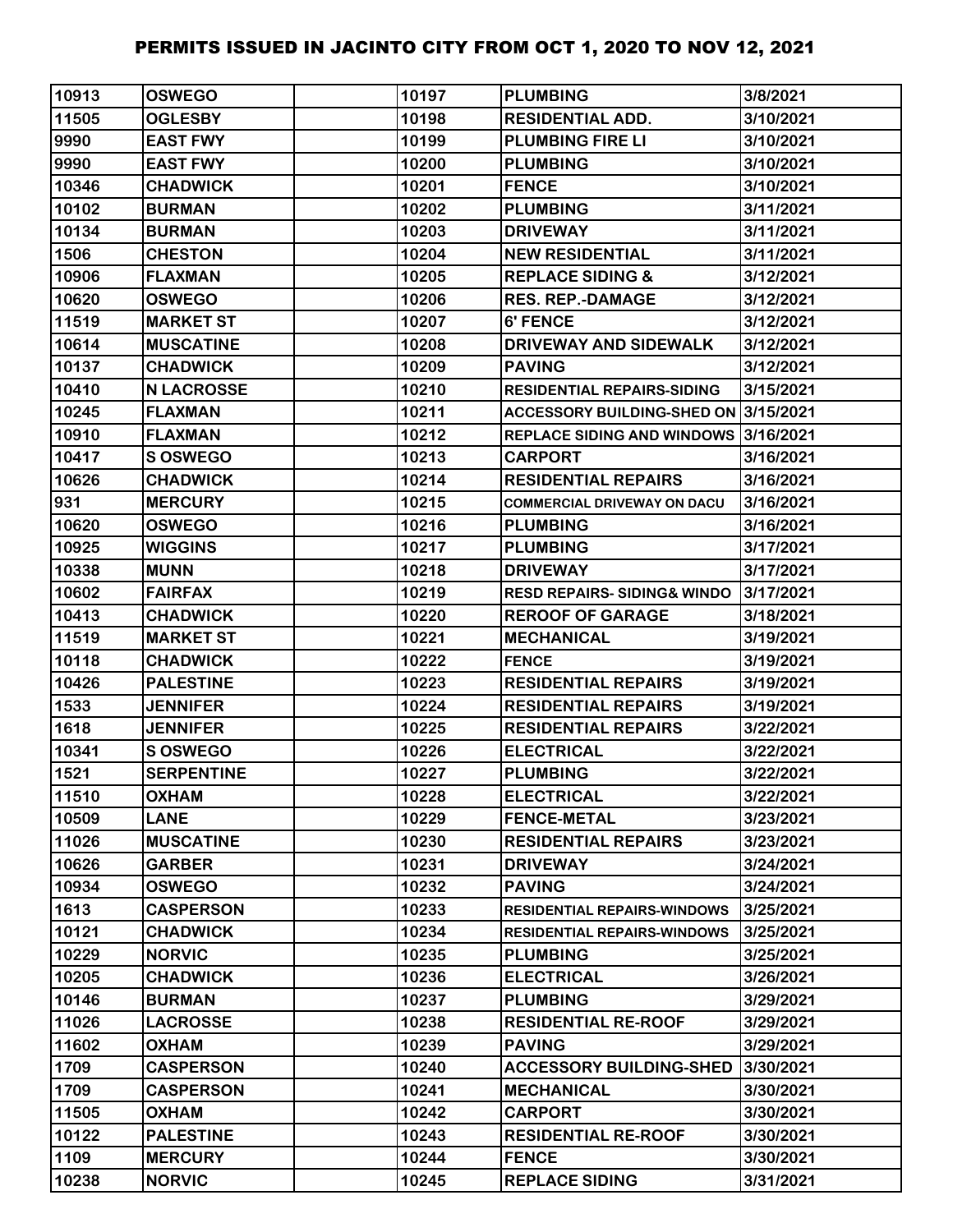# PERMITS ISSUED IN JACINTO CITY FROM OCT 1, 2020 TO NOV 12, 2021

| | | | | | |
|---|---|---|---|---|---|
| 10913 | OSWEGO | | 10197 | PLUMBING | 3/8/2021 |
| 11505 | OGLESBY | | 10198 | RESIDENTIAL ADD. | 3/10/2021 |
| 9990 | EAST FWY | | 10199 | PLUMBING FIRE LI | 3/10/2021 |
| 9990 | EAST FWY | | 10200 | PLUMBING | 3/10/2021 |
| 10346 | CHADWICK | | 10201 | FENCE | 3/10/2021 |
| 10102 | BURMAN | | 10202 | PLUMBING | 3/11/2021 |
| 10134 | BURMAN | | 10203 | DRIVEWAY | 3/11/2021 |
| 1506 | CHESTON | | 10204 | NEW RESIDENTIAL | 3/11/2021 |
| 10906 | FLAXMAN | | 10205 | REPLACE SIDING & | 3/12/2021 |
| 10620 | OSWEGO | | 10206 | RES. REP.-DAMAGE | 3/12/2021 |
| 11519 | MARKET ST | | 10207 | 6' FENCE | 3/12/2021 |
| 10614 | MUSCATINE | | 10208 | DRIVEWAY AND SIDEWALK | 3/12/2021 |
| 10137 | CHADWICK | | 10209 | PAVING | 3/12/2021 |
| 10410 | N LACROSSE | | 10210 | RESIDENTIAL REPAIRS-SIDING | 3/15/2021 |
| 10245 | FLAXMAN | | 10211 | ACCESSORY BUILDING-SHED ON | 3/15/2021 |
| 10910 | FLAXMAN | | 10212 | REPLACE SIDING AND WINDOWS | 3/16/2021 |
| 10417 | S OSWEGO | | 10213 | CARPORT | 3/16/2021 |
| 10626 | CHADWICK | | 10214 | RESIDENTIAL REPAIRS | 3/16/2021 |
| 931 | MERCURY | | 10215 | COMMERCIAL DRIVEWAY ON DACU | 3/16/2021 |
| 10620 | OSWEGO | | 10216 | PLUMBING | 3/16/2021 |
| 10925 | WIGGINS | | 10217 | PLUMBING | 3/17/2021 |
| 10338 | MUNN | | 10218 | DRIVEWAY | 3/17/2021 |
| 10602 | FAIRFAX | | 10219 | RESD REPAIRS- SIDING& WINDO | 3/17/2021 |
| 10413 | CHADWICK | | 10220 | REROOF OF GARAGE | 3/18/2021 |
| 11519 | MARKET ST | | 10221 | MECHANICAL | 3/19/2021 |
| 10118 | CHADWICK | | 10222 | FENCE | 3/19/2021 |
| 10426 | PALESTINE | | 10223 | RESIDENTIAL REPAIRS | 3/19/2021 |
| 1533 | JENNIFER | | 10224 | RESIDENTIAL REPAIRS | 3/19/2021 |
| 1618 | JENNIFER | | 10225 | RESIDENTIAL REPAIRS | 3/22/2021 |
| 10341 | S OSWEGO | | 10226 | ELECTRICAL | 3/22/2021 |
| 1521 | SERPENTINE | | 10227 | PLUMBING | 3/22/2021 |
| 11510 | OXHAM | | 10228 | ELECTRICAL | 3/22/2021 |
| 10509 | LANE | | 10229 | FENCE-METAL | 3/23/2021 |
| 11026 | MUSCATINE | | 10230 | RESIDENTIAL REPAIRS | 3/23/2021 |
| 10626 | GARBER | | 10231 | DRIVEWAY | 3/24/2021 |
| 10934 | OSWEGO | | 10232 | PAVING | 3/24/2021 |
| 1613 | CASPERSON | | 10233 | RESIDENTIAL REPAIRS-WINDOWS | 3/25/2021 |
| 10121 | CHADWICK | | 10234 | RESIDENTIAL REPAIRS-WINDOWS | 3/25/2021 |
| 10229 | NORVIC | | 10235 | PLUMBING | 3/25/2021 |
| 10205 | CHADWICK | | 10236 | ELECTRICAL | 3/26/2021 |
| 10146 | BURMAN | | 10237 | PLUMBING | 3/29/2021 |
| 11026 | LACROSSE | | 10238 | RESIDENTIAL RE-ROOF | 3/29/2021 |
| 11602 | OXHAM | | 10239 | PAVING | 3/29/2021 |
| 1709 | CASPERSON | | 10240 | ACCESSORY BUILDING-SHED | 3/30/2021 |
| 1709 | CASPERSON | | 10241 | MECHANICAL | 3/30/2021 |
| 11505 | OXHAM | | 10242 | CARPORT | 3/30/2021 |
| 10122 | PALESTINE | | 10243 | RESIDENTIAL RE-ROOF | 3/30/2021 |
| 1109 | MERCURY | | 10244 | FENCE | 3/30/2021 |
| 10238 | NORVIC | | 10245 | REPLACE SIDING | 3/31/2021 |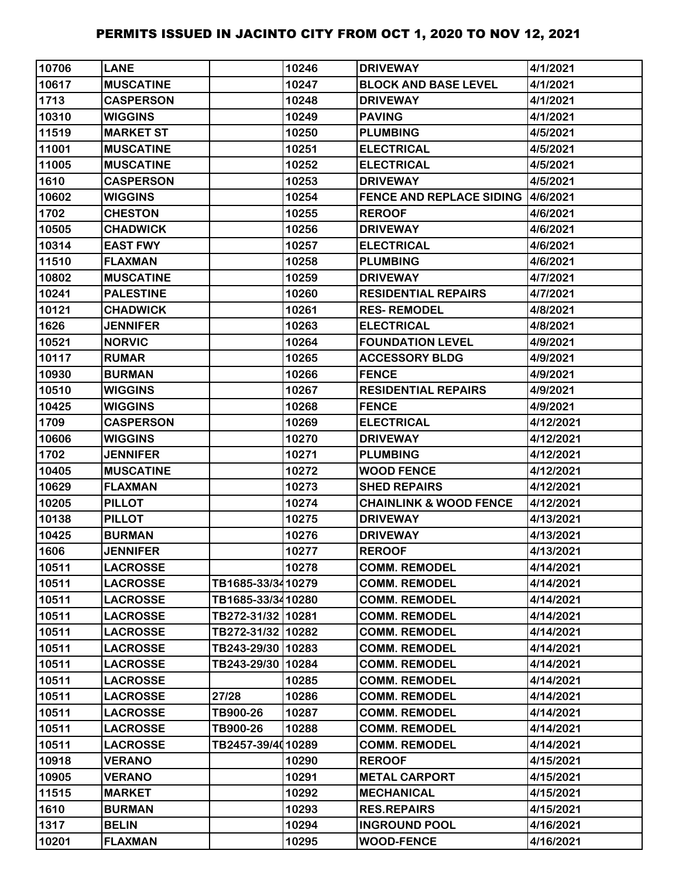# PERMITS ISSUED IN JACINTO CITY FROM OCT 1, 2020 TO NOV 12, 2021

| | | | | | |
|---|---|---|---|---|---|
| 10706 | LANE | | 10246 | DRIVEWAY | 4/1/2021 |
| 10617 | MUSCATINE | | 10247 | BLOCK AND BASE LEVEL | 4/1/2021 |
| 1713 | CASPERSON | | 10248 | DRIVEWAY | 4/1/2021 |
| 10310 | WIGGINS | | 10249 | PAVING | 4/1/2021 |
| 11519 | MARKET ST | | 10250 | PLUMBING | 4/5/2021 |
| 11001 | MUSCATINE | | 10251 | ELECTRICAL | 4/5/2021 |
| 11005 | MUSCATINE | | 10252 | ELECTRICAL | 4/5/2021 |
| 1610 | CASPERSON | | 10253 | DRIVEWAY | 4/5/2021 |
| 10602 | WIGGINS | | 10254 | FENCE AND REPLACE SIDING | 4/6/2021 |
| 1702 | CHESTON | | 10255 | REROOF | 4/6/2021 |
| 10505 | CHADWICK | | 10256 | DRIVEWAY | 4/6/2021 |
| 10314 | EAST FWY | | 10257 | ELECTRICAL | 4/6/2021 |
| 11510 | FLAXMAN | | 10258 | PLUMBING | 4/6/2021 |
| 10802 | MUSCATINE | | 10259 | DRIVEWAY | 4/7/2021 |
| 10241 | PALESTINE | | 10260 | RESIDENTIAL REPAIRS | 4/7/2021 |
| 10121 | CHADWICK | | 10261 | RES- REMODEL | 4/8/2021 |
| 1626 | JENNIFER | | 10263 | ELECTRICAL | 4/8/2021 |
| 10521 | NORVIC | | 10264 | FOUNDATION LEVEL | 4/9/2021 |
| 10117 | RUMAR | | 10265 | ACCESSORY BLDG | 4/9/2021 |
| 10930 | BURMAN | | 10266 | FENCE | 4/9/2021 |
| 10510 | WIGGINS | | 10267 | RESIDENTIAL REPAIRS | 4/9/2021 |
| 10425 | WIGGINS | | 10268 | FENCE | 4/9/2021 |
| 1709 | CASPERSON | | 10269 | ELECTRICAL | 4/12/2021 |
| 10606 | WIGGINS | | 10270 | DRIVEWAY | 4/12/2021 |
| 1702 | JENNIFER | | 10271 | PLUMBING | 4/12/2021 |
| 10405 | MUSCATINE | | 10272 | WOOD FENCE | 4/12/2021 |
| 10629 | FLAXMAN | | 10273 | SHED REPAIRS | 4/12/2021 |
| 10205 | PILLOT | | 10274 | CHAINLINK & WOOD FENCE | 4/12/2021 |
| 10138 | PILLOT | | 10275 | DRIVEWAY | 4/13/2021 |
| 10425 | BURMAN | | 10276 | DRIVEWAY | 4/13/2021 |
| 1606 | JENNIFER | | 10277 | REROOF | 4/13/2021 |
| 10511 | LACROSSE | | 10278 | COMM. REMODEL | 4/14/2021 |
| 10511 | LACROSSE | TB1685-33/34 | 10279 | COMM. REMODEL | 4/14/2021 |
| 10511 | LACROSSE | TB1685-33/34 | 10280 | COMM. REMODEL | 4/14/2021 |
| 10511 | LACROSSE | TB272-31/32 | 10281 | COMM. REMODEL | 4/14/2021 |
| 10511 | LACROSSE | TB272-31/32 | 10282 | COMM. REMODEL | 4/14/2021 |
| 10511 | LACROSSE | TB243-29/30 | 10283 | COMM. REMODEL | 4/14/2021 |
| 10511 | LACROSSE | TB243-29/30 | 10284 | COMM. REMODEL | 4/14/2021 |
| 10511 | LACROSSE | | 10285 | COMM. REMODEL | 4/14/2021 |
| 10511 | LACROSSE | 27/28 | 10286 | COMM. REMODEL | 4/14/2021 |
| 10511 | LACROSSE | TB900-26 | 10287 | COMM. REMODEL | 4/14/2021 |
| 10511 | LACROSSE | TB900-26 | 10288 | COMM. REMODEL | 4/14/2021 |
| 10511 | LACROSSE | TB2457-39/40 | 10289 | COMM. REMODEL | 4/14/2021 |
| 10918 | VERANO | | 10290 | REROOF | 4/15/2021 |
| 10905 | VERANO | | 10291 | METAL CARPORT | 4/15/2021 |
| 11515 | MARKET | | 10292 | MECHANICAL | 4/15/2021 |
| 1610 | BURMAN | | 10293 | RES.REPAIRS | 4/15/2021 |
| 1317 | BELIN | | 10294 | INGROUND POOL | 4/16/2021 |
| 10201 | FLAXMAN | | 10295 | WOOD-FENCE | 4/16/2021 |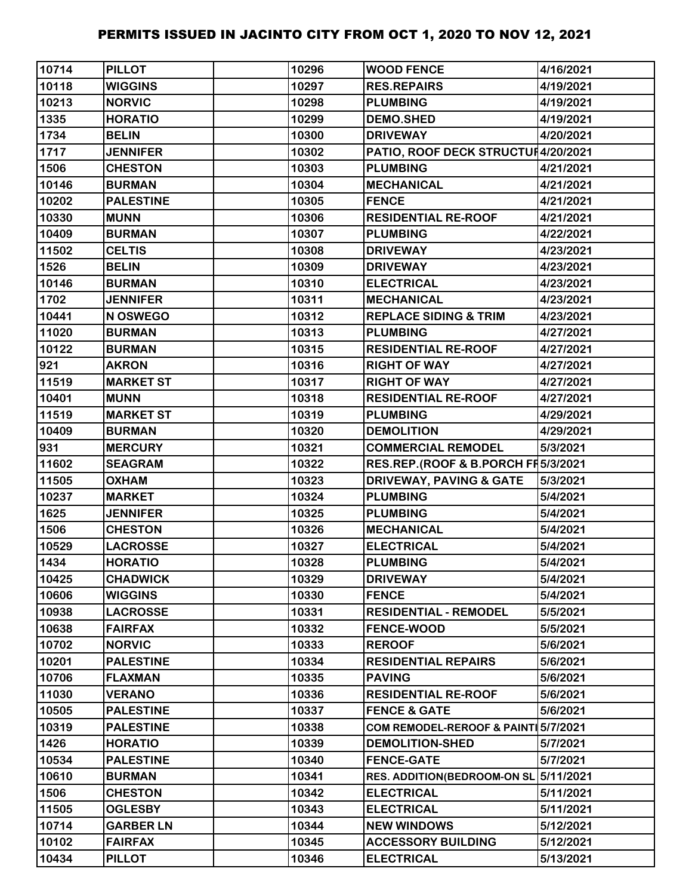# PERMITS ISSUED IN JACINTO CITY FROM OCT 1, 2020 TO NOV 12, 2021

| | | | | | |
|---|---|---|---|---|---|
| 10714 | PILLOT | | 10296 | WOOD FENCE | 4/16/2021 |
| 10118 | WIGGINS | | 10297 | RES.REPAIRS | 4/19/2021 |
| 10213 | NORVIC | | 10298 | PLUMBING | 4/19/2021 |
| 1335 | HORATIO | | 10299 | DEMO.SHED | 4/19/2021 |
| 1734 | BELIN | | 10300 | DRIVEWAY | 4/20/2021 |
| 1717 | JENNIFER | | 10302 | PATIO, ROOF DECK STRUCTUF | 4/20/2021 |
| 1506 | CHESTON | | 10303 | PLUMBING | 4/21/2021 |
| 10146 | BURMAN | | 10304 | MECHANICAL | 4/21/2021 |
| 10202 | PALESTINE | | 10305 | FENCE | 4/21/2021 |
| 10330 | MUNN | | 10306 | RESIDENTIAL RE-ROOF | 4/21/2021 |
| 10409 | BURMAN | | 10307 | PLUMBING | 4/22/2021 |
| 11502 | CELTIS | | 10308 | DRIVEWAY | 4/23/2021 |
| 1526 | BELIN | | 10309 | DRIVEWAY | 4/23/2021 |
| 10146 | BURMAN | | 10310 | ELECTRICAL | 4/23/2021 |
| 1702 | JENNIFER | | 10311 | MECHANICAL | 4/23/2021 |
| 10441 | N OSWEGO | | 10312 | REPLACE SIDING & TRIM | 4/23/2021 |
| 11020 | BURMAN | | 10313 | PLUMBING | 4/27/2021 |
| 10122 | BURMAN | | 10315 | RESIDENTIAL RE-ROOF | 4/27/2021 |
| 921 | AKRON | | 10316 | RIGHT OF WAY | 4/27/2021 |
| 11519 | MARKET ST | | 10317 | RIGHT OF WAY | 4/27/2021 |
| 10401 | MUNN | | 10318 | RESIDENTIAL RE-ROOF | 4/27/2021 |
| 11519 | MARKET ST | | 10319 | PLUMBING | 4/29/2021 |
| 10409 | BURMAN | | 10320 | DEMOLITION | 4/29/2021 |
| 931 | MERCURY | | 10321 | COMMERCIAL REMODEL | 5/3/2021 |
| 11602 | SEAGRAM | | 10322 | RES.REP.(ROOF & B.PORCH FF | 5/3/2021 |
| 11505 | OXHAM | | 10323 | DRIVEWAY, PAVING & GATE | 5/3/2021 |
| 10237 | MARKET | | 10324 | PLUMBING | 5/4/2021 |
| 1625 | JENNIFER | | 10325 | PLUMBING | 5/4/2021 |
| 1506 | CHESTON | | 10326 | MECHANICAL | 5/4/2021 |
| 10529 | LACROSSE | | 10327 | ELECTRICAL | 5/4/2021 |
| 1434 | HORATIO | | 10328 | PLUMBING | 5/4/2021 |
| 10425 | CHADWICK | | 10329 | DRIVEWAY | 5/4/2021 |
| 10606 | WIGGINS | | 10330 | FENCE | 5/4/2021 |
| 10938 | LACROSSE | | 10331 | RESIDENTIAL - REMODEL | 5/5/2021 |
| 10638 | FAIRFAX | | 10332 | FENCE-WOOD | 5/5/2021 |
| 10702 | NORVIC | | 10333 | REROOF | 5/6/2021 |
| 10201 | PALESTINE | | 10334 | RESIDENTIAL REPAIRS | 5/6/2021 |
| 10706 | FLAXMAN | | 10335 | PAVING | 5/6/2021 |
| 11030 | VERANO | | 10336 | RESIDENTIAL RE-ROOF | 5/6/2021 |
| 10505 | PALESTINE | | 10337 | FENCE & GATE | 5/6/2021 |
| 10319 | PALESTINE | | 10338 | COM REMODEL-REROOF & PAINTI | 5/7/2021 |
| 1426 | HORATIO | | 10339 | DEMOLITION-SHED | 5/7/2021 |
| 10534 | PALESTINE | | 10340 | FENCE-GATE | 5/7/2021 |
| 10610 | BURMAN | | 10341 | RES. ADDITION(BEDROOM-ON SL | 5/11/2021 |
| 1506 | CHESTON | | 10342 | ELECTRICAL | 5/11/2021 |
| 11505 | OGLESBY | | 10343 | ELECTRICAL | 5/11/2021 |
| 10714 | GARBER LN | | 10344 | NEW WINDOWS | 5/12/2021 |
| 10102 | FAIRFAX | | 10345 | ACCESSORY BUILDING | 5/12/2021 |
| 10434 | PILLOT | | 10346 | ELECTRICAL | 5/13/2021 |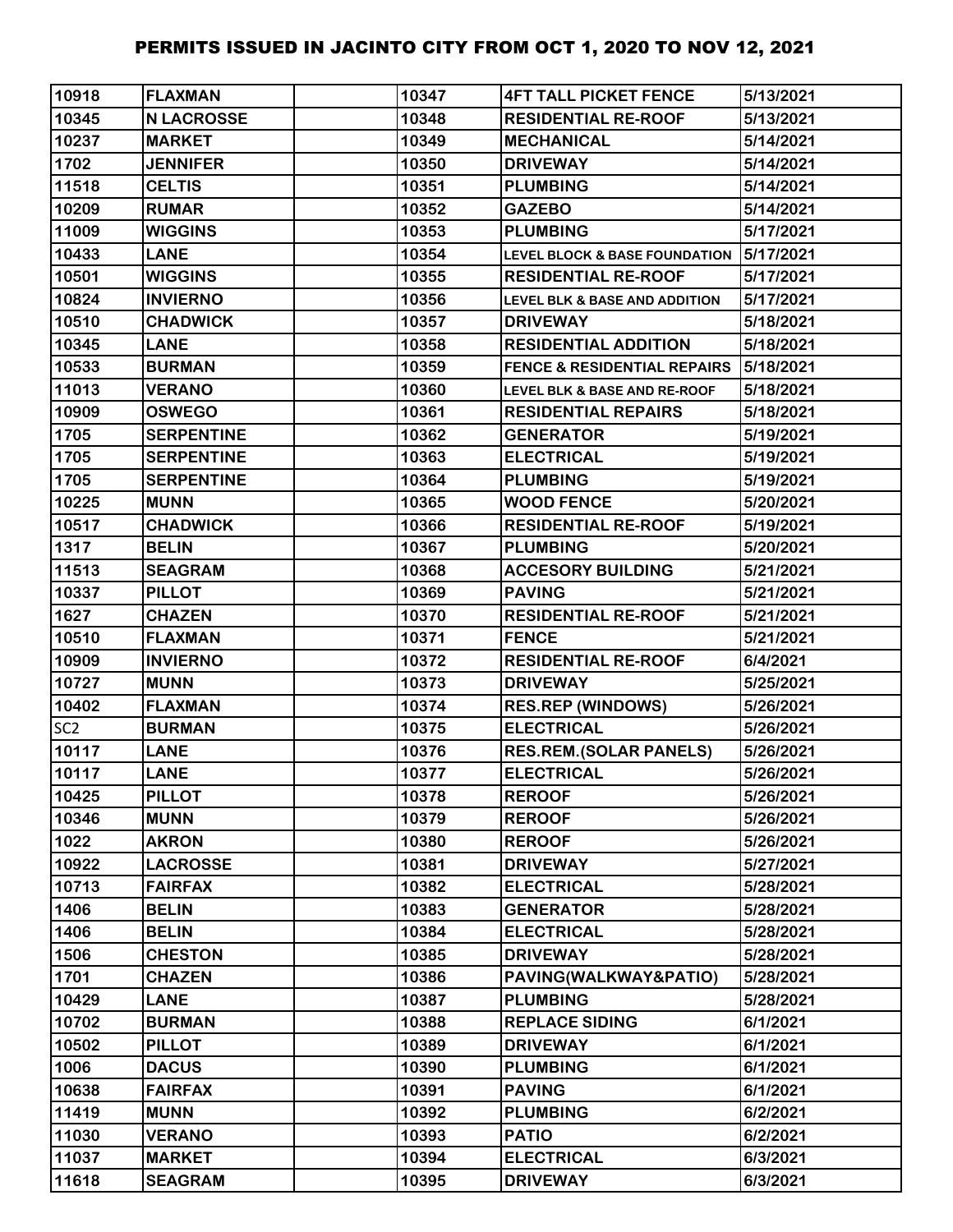# PERMITS ISSUED IN JACINTO CITY FROM OCT 1, 2020 TO NOV 12, 2021

| | | | | | |
|---|---|---|---|---|---|
| 10918 | FLAXMAN | | 10347 | 4FT TALL PICKET FENCE | 5/13/2021 |
| 10345 | N LACROSSE | | 10348 | RESIDENTIAL RE-ROOF | 5/13/2021 |
| 10237 | MARKET | | 10349 | MECHANICAL | 5/14/2021 |
| 1702 | JENNIFER | | 10350 | DRIVEWAY | 5/14/2021 |
| 11518 | CELTIS | | 10351 | PLUMBING | 5/14/2021 |
| 10209 | RUMAR | | 10352 | GAZEBO | 5/14/2021 |
| 11009 | WIGGINS | | 10353 | PLUMBING | 5/17/2021 |
| 10433 | LANE | | 10354 | LEVEL BLOCK & BASE FOUNDATION | 5/17/2021 |
| 10501 | WIGGINS | | 10355 | RESIDENTIAL RE-ROOF | 5/17/2021 |
| 10824 | INVIERNO | | 10356 | LEVEL BLK & BASE AND ADDITION | 5/17/2021 |
| 10510 | CHADWICK | | 10357 | DRIVEWAY | 5/18/2021 |
| 10345 | LANE | | 10358 | RESIDENTIAL ADDITION | 5/18/2021 |
| 10533 | BURMAN | | 10359 | FENCE & RESIDENTIAL REPAIRS | 5/18/2021 |
| 11013 | VERANO | | 10360 | LEVEL BLK & BASE AND RE-ROOF | 5/18/2021 |
| 10909 | OSWEGO | | 10361 | RESIDENTIAL REPAIRS | 5/18/2021 |
| 1705 | SERPENTINE | | 10362 | GENERATOR | 5/19/2021 |
| 1705 | SERPENTINE | | 10363 | ELECTRICAL | 5/19/2021 |
| 1705 | SERPENTINE | | 10364 | PLUMBING | 5/19/2021 |
| 10225 | MUNN | | 10365 | WOOD FENCE | 5/20/2021 |
| 10517 | CHADWICK | | 10366 | RESIDENTIAL RE-ROOF | 5/19/2021 |
| 1317 | BELIN | | 10367 | PLUMBING | 5/20/2021 |
| 11513 | SEAGRAM | | 10368 | ACCESORY BUILDING | 5/21/2021 |
| 10337 | PILLOT | | 10369 | PAVING | 5/21/2021 |
| 1627 | CHAZEN | | 10370 | RESIDENTIAL RE-ROOF | 5/21/2021 |
| 10510 | FLAXMAN | | 10371 | FENCE | 5/21/2021 |
| 10909 | INVIERNO | | 10372 | RESIDENTIAL RE-ROOF | 6/4/2021 |
| 10727 | MUNN | | 10373 | DRIVEWAY | 5/25/2021 |
| 10402 | FLAXMAN | | 10374 | RES.REP (WINDOWS) | 5/26/2021 |
| SC2 | BURMAN | | 10375 | ELECTRICAL | 5/26/2021 |
| 10117 | LANE | | 10376 | RES.REM.(SOLAR PANELS) | 5/26/2021 |
| 10117 | LANE | | 10377 | ELECTRICAL | 5/26/2021 |
| 10425 | PILLOT | | 10378 | REROOF | 5/26/2021 |
| 10346 | MUNN | | 10379 | REROOF | 5/26/2021 |
| 1022 | AKRON | | 10380 | REROOF | 5/26/2021 |
| 10922 | LACROSSE | | 10381 | DRIVEWAY | 5/27/2021 |
| 10713 | FAIRFAX | | 10382 | ELECTRICAL | 5/28/2021 |
| 1406 | BELIN | | 10383 | GENERATOR | 5/28/2021 |
| 1406 | BELIN | | 10384 | ELECTRICAL | 5/28/2021 |
| 1506 | CHESTON | | 10385 | DRIVEWAY | 5/28/2021 |
| 1701 | CHAZEN | | 10386 | PAVING(WALKWAY&PATIO) | 5/28/2021 |
| 10429 | LANE | | 10387 | PLUMBING | 5/28/2021 |
| 10702 | BURMAN | | 10388 | REPLACE SIDING | 6/1/2021 |
| 10502 | PILLOT | | 10389 | DRIVEWAY | 6/1/2021 |
| 1006 | DACUS | | 10390 | PLUMBING | 6/1/2021 |
| 10638 | FAIRFAX | | 10391 | PAVING | 6/1/2021 |
| 11419 | MUNN | | 10392 | PLUMBING | 6/2/2021 |
| 11030 | VERANO | | 10393 | PATIO | 6/2/2021 |
| 11037 | MARKET | | 10394 | ELECTRICAL | 6/3/2021 |
| 11618 | SEAGRAM | | 10395 | DRIVEWAY | 6/3/2021 |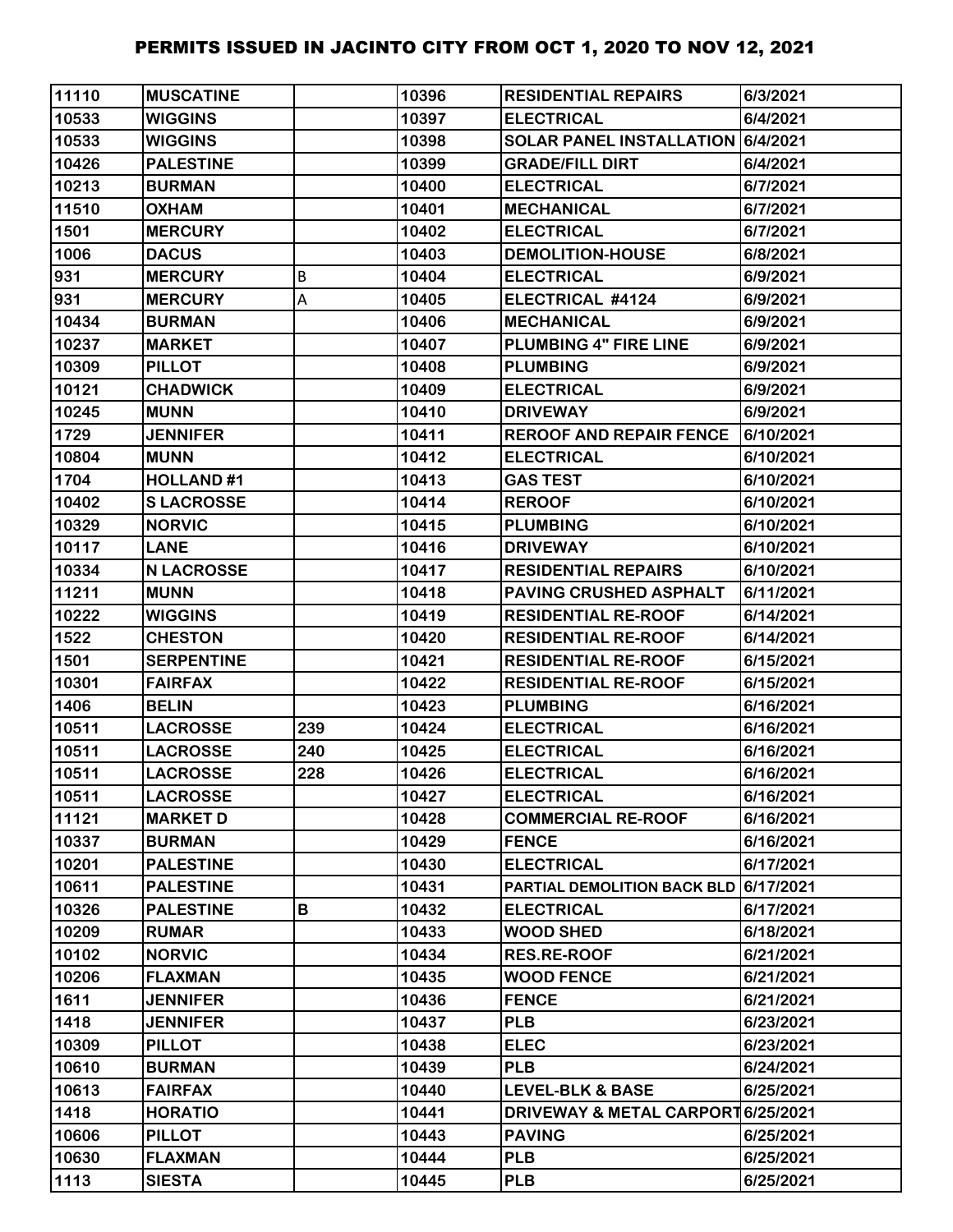# PERMITS ISSUED IN JACINTO CITY FROM OCT 1, 2020 TO NOV 12, 2021

| | | | | | |
|---|---|---|---|---|---|
| 11110 | MUSCATINE | | 10396 | RESIDENTIAL REPAIRS | 6/3/2021 |
| 10533 | WIGGINS | | 10397 | ELECTRICAL | 6/4/2021 |
| 10533 | WIGGINS | | 10398 | SOLAR PANEL INSTALLATION | 6/4/2021 |
| 10426 | PALESTINE | | 10399 | GRADE/FILL DIRT | 6/4/2021 |
| 10213 | BURMAN | | 10400 | ELECTRICAL | 6/7/2021 |
| 11510 | OXHAM | | 10401 | MECHANICAL | 6/7/2021 |
| 1501 | MERCURY | | 10402 | ELECTRICAL | 6/7/2021 |
| 1006 | DACUS | | 10403 | DEMOLITION-HOUSE | 6/8/2021 |
| 931 | MERCURY | B | 10404 | ELECTRICAL | 6/9/2021 |
| 931 | MERCURY | A | 10405 | ELECTRICAL #4124 | 6/9/2021 |
| 10434 | BURMAN | | 10406 | MECHANICAL | 6/9/2021 |
| 10237 | MARKET | | 10407 | PLUMBING 4" FIRE LINE | 6/9/2021 |
| 10309 | PILLOT | | 10408 | PLUMBING | 6/9/2021 |
| 10121 | CHADWICK | | 10409 | ELECTRICAL | 6/9/2021 |
| 10245 | MUNN | | 10410 | DRIVEWAY | 6/9/2021 |
| 1729 | JENNIFER | | 10411 | REROOF AND REPAIR FENCE | 6/10/2021 |
| 10804 | MUNN | | 10412 | ELECTRICAL | 6/10/2021 |
| 1704 | HOLLAND #1 | | 10413 | GAS TEST | 6/10/2021 |
| 10402 | S LACROSSE | | 10414 | REROOF | 6/10/2021 |
| 10329 | NORVIC | | 10415 | PLUMBING | 6/10/2021 |
| 10117 | LANE | | 10416 | DRIVEWAY | 6/10/2021 |
| 10334 | N LACROSSE | | 10417 | RESIDENTIAL REPAIRS | 6/10/2021 |
| 11211 | MUNN | | 10418 | PAVING CRUSHED ASPHALT | 6/11/2021 |
| 10222 | WIGGINS | | 10419 | RESIDENTIAL RE-ROOF | 6/14/2021 |
| 1522 | CHESTON | | 10420 | RESIDENTIAL RE-ROOF | 6/14/2021 |
| 1501 | SERPENTINE | | 10421 | RESIDENTIAL RE-ROOF | 6/15/2021 |
| 10301 | FAIRFAX | | 10422 | RESIDENTIAL RE-ROOF | 6/15/2021 |
| 1406 | BELIN | | 10423 | PLUMBING | 6/16/2021 |
| 10511 | LACROSSE | 239 | 10424 | ELECTRICAL | 6/16/2021 |
| 10511 | LACROSSE | 240 | 10425 | ELECTRICAL | 6/16/2021 |
| 10511 | LACROSSE | 228 | 10426 | ELECTRICAL | 6/16/2021 |
| 10511 | LACROSSE | | 10427 | ELECTRICAL | 6/16/2021 |
| 11121 | MARKET D | | 10428 | COMMERCIAL RE-ROOF | 6/16/2021 |
| 10337 | BURMAN | | 10429 | FENCE | 6/16/2021 |
| 10201 | PALESTINE | | 10430 | ELECTRICAL | 6/17/2021 |
| 10611 | PALESTINE | | 10431 | PARTIAL DEMOLITION BACK BLD | 6/17/2021 |
| 10326 | PALESTINE | B | 10432 | ELECTRICAL | 6/17/2021 |
| 10209 | RUMAR | | 10433 | WOOD SHED | 6/18/2021 |
| 10102 | NORVIC | | 10434 | RES.RE-ROOF | 6/21/2021 |
| 10206 | FLAXMAN | | 10435 | WOOD FENCE | 6/21/2021 |
| 1611 | JENNIFER | | 10436 | FENCE | 6/21/2021 |
| 1418 | JENNIFER | | 10437 | PLB | 6/23/2021 |
| 10309 | PILLOT | | 10438 | ELEC | 6/23/2021 |
| 10610 | BURMAN | | 10439 | PLB | 6/24/2021 |
| 10613 | FAIRFAX | | 10440 | LEVEL-BLK & BASE | 6/25/2021 |
| 1418 | HORATIO | | 10441 | DRIVEWAY & METAL CARPORT | 6/25/2021 |
| 10606 | PILLOT | | 10443 | PAVING | 6/25/2021 |
| 10630 | FLAXMAN | | 10444 | PLB | 6/25/2021 |
| 1113 | SIESTA | | 10445 | PLB | 6/25/2021 |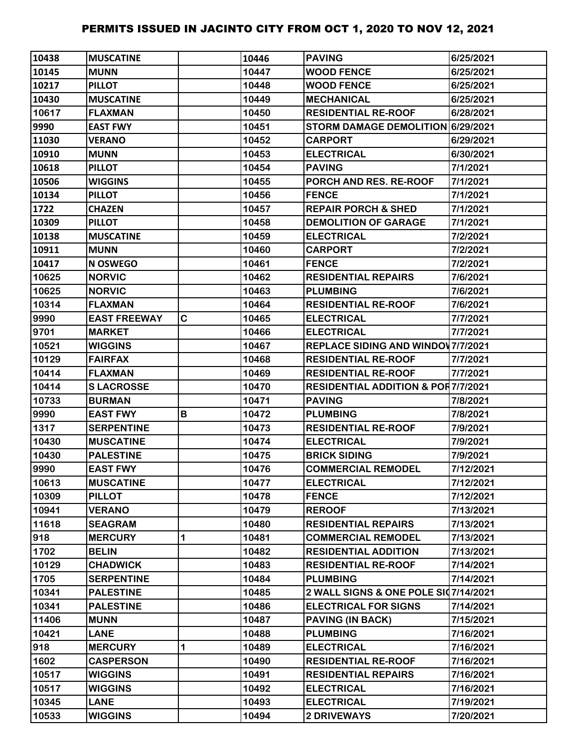# PERMITS ISSUED IN JACINTO CITY FROM OCT 1, 2020 TO NOV 12, 2021

| | | | | | |
|---|---|---|---|---|---|
| 10438 | MUSCATINE | | 10446 | PAVING | 6/25/2021 |
| 10145 | MUNN | | 10447 | WOOD FENCE | 6/25/2021 |
| 10217 | PILLOT | | 10448 | WOOD FENCE | 6/25/2021 |
| 10430 | MUSCATINE | | 10449 | MECHANICAL | 6/25/2021 |
| 10617 | FLAXMAN | | 10450 | RESIDENTIAL RE-ROOF | 6/28/2021 |
| 9990 | EAST FWY | | 10451 | STORM DAMAGE DEMOLITION | 6/29/2021 |
| 11030 | VERANO | | 10452 | CARPORT | 6/29/2021 |
| 10910 | MUNN | | 10453 | ELECTRICAL | 6/30/2021 |
| 10618 | PILLOT | | 10454 | PAVING | 7/1/2021 |
| 10506 | WIGGINS | | 10455 | PORCH AND RES. RE-ROOF | 7/1/2021 |
| 10134 | PILLOT | | 10456 | FENCE | 7/1/2021 |
| 1722 | CHAZEN | | 10457 | REPAIR PORCH & SHED | 7/1/2021 |
| 10309 | PILLOT | | 10458 | DEMOLITION OF GARAGE | 7/1/2021 |
| 10138 | MUSCATINE | | 10459 | ELECTRICAL | 7/2/2021 |
| 10911 | MUNN | | 10460 | CARPORT | 7/2/2021 |
| 10417 | N OSWEGO | | 10461 | FENCE | 7/2/2021 |
| 10625 | NORVIC | | 10462 | RESIDENTIAL REPAIRS | 7/6/2021 |
| 10625 | NORVIC | | 10463 | PLUMBING | 7/6/2021 |
| 10314 | FLAXMAN | | 10464 | RESIDENTIAL RE-ROOF | 7/6/2021 |
| 9990 | EAST FREEWAY | C | 10465 | ELECTRICAL | 7/7/2021 |
| 9701 | MARKET | | 10466 | ELECTRICAL | 7/7/2021 |
| 10521 | WIGGINS | | 10467 | REPLACE SIDING AND WINDOV | 7/7/2021 |
| 10129 | FAIRFAX | | 10468 | RESIDENTIAL RE-ROOF | 7/7/2021 |
| 10414 | FLAXMAN | | 10469 | RESIDENTIAL RE-ROOF | 7/7/2021 |
| 10414 | S LACROSSE | | 10470 | RESIDENTIAL ADDITION & POF | 7/7/2021 |
| 10733 | BURMAN | | 10471 | PAVING | 7/8/2021 |
| 9990 | EAST FWY | B | 10472 | PLUMBING | 7/8/2021 |
| 1317 | SERPENTINE | | 10473 | RESIDENTIAL RE-ROOF | 7/9/2021 |
| 10430 | MUSCATINE | | 10474 | ELECTRICAL | 7/9/2021 |
| 10430 | PALESTINE | | 10475 | BRICK SIDING | 7/9/2021 |
| 9990 | EAST FWY | | 10476 | COMMERCIAL REMODEL | 7/12/2021 |
| 10613 | MUSCATINE | | 10477 | ELECTRICAL | 7/12/2021 |
| 10309 | PILLOT | | 10478 | FENCE | 7/12/2021 |
| 10941 | VERANO | | 10479 | REROOF | 7/13/2021 |
| 11618 | SEAGRAM | | 10480 | RESIDENTIAL REPAIRS | 7/13/2021 |
| 918 | MERCURY | 1 | 10481 | COMMERCIAL REMODEL | 7/13/2021 |
| 1702 | BELIN | | 10482 | RESIDENTIAL ADDITION | 7/13/2021 |
| 10129 | CHADWICK | | 10483 | RESIDENTIAL RE-ROOF | 7/14/2021 |
| 1705 | SERPENTINE | | 10484 | PLUMBING | 7/14/2021 |
| 10341 | PALESTINE | | 10485 | 2 WALL SIGNS & ONE POLE SI | 7/14/2021 |
| 10341 | PALESTINE | | 10486 | ELECTRICAL FOR SIGNS | 7/14/2021 |
| 11406 | MUNN | | 10487 | PAVING (IN BACK) | 7/15/2021 |
| 10421 | LANE | | 10488 | PLUMBING | 7/16/2021 |
| 918 | MERCURY | 1 | 10489 | ELECTRICAL | 7/16/2021 |
| 1602 | CASPERSON | | 10490 | RESIDENTIAL RE-ROOF | 7/16/2021 |
| 10517 | WIGGINS | | 10491 | RESIDENTIAL REPAIRS | 7/16/2021 |
| 10517 | WIGGINS | | 10492 | ELECTRICAL | 7/16/2021 |
| 10345 | LANE | | 10493 | ELECTRICAL | 7/19/2021 |
| 10533 | WIGGINS | | 10494 | 2 DRIVEWAYS | 7/20/2021 |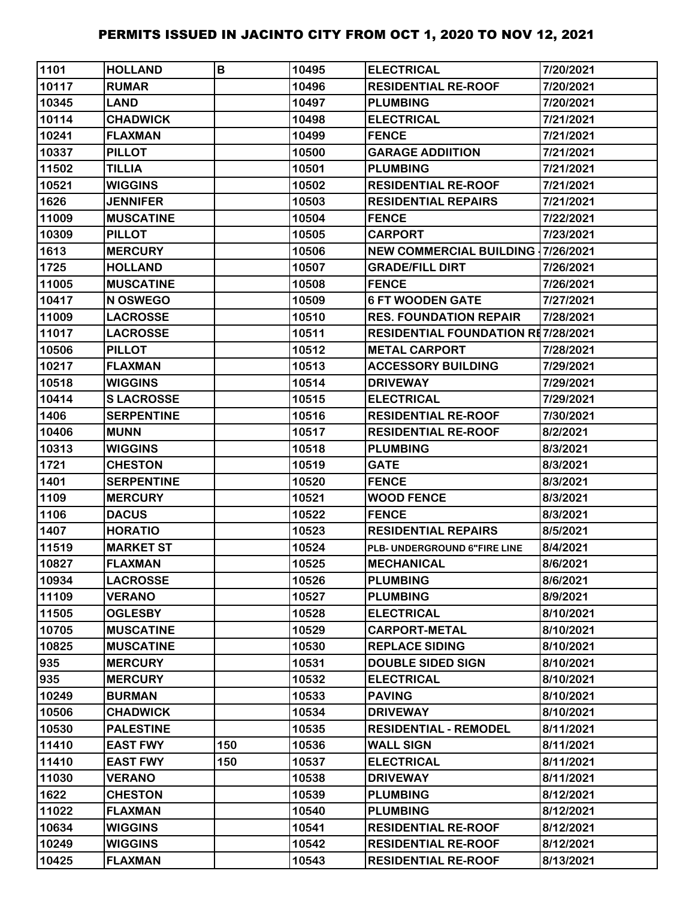# PERMITS ISSUED IN JACINTO CITY FROM OCT 1, 2020 TO NOV 12, 2021

| | | | | | |
|---|---|---|---|---|---|
| 1101 | HOLLAND | B | 10495 | ELECTRICAL | 7/20/2021 |
| 10117 | RUMAR | | 10496 | RESIDENTIAL RE-ROOF | 7/20/2021 |
| 10345 | LAND | | 10497 | PLUMBING | 7/20/2021 |
| 10114 | CHADWICK | | 10498 | ELECTRICAL | 7/21/2021 |
| 10241 | FLAXMAN | | 10499 | FENCE | 7/21/2021 |
| 10337 | PILLOT | | 10500 | GARAGE ADDIITION | 7/21/2021 |
| 11502 | TILLIA | | 10501 | PLUMBING | 7/21/2021 |
| 10521 | WIGGINS | | 10502 | RESIDENTIAL RE-ROOF | 7/21/2021 |
| 1626 | JENNIFER | | 10503 | RESIDENTIAL REPAIRS | 7/21/2021 |
| 11009 | MUSCATINE | | 10504 | FENCE | 7/22/2021 |
| 10309 | PILLOT | | 10505 | CARPORT | 7/23/2021 |
| 1613 | MERCURY | | 10506 | NEW COMMERCIAL BUILDING - | 7/26/2021 |
| 1725 | HOLLAND | | 10507 | GRADE/FILL DIRT | 7/26/2021 |
| 11005 | MUSCATINE | | 10508 | FENCE | 7/26/2021 |
| 10417 | N OSWEGO | | 10509 | 6 FT WOODEN GATE | 7/27/2021 |
| 11009 | LACROSSE | | 10510 | RES. FOUNDATION REPAIR | 7/28/2021 |
| 11017 | LACROSSE | | 10511 | RESIDENTIAL FOUNDATION RE | 7/28/2021 |
| 10506 | PILLOT | | 10512 | METAL CARPORT | 7/28/2021 |
| 10217 | FLAXMAN | | 10513 | ACCESSORY BUILDING | 7/29/2021 |
| 10518 | WIGGINS | | 10514 | DRIVEWAY | 7/29/2021 |
| 10414 | S LACROSSE | | 10515 | ELECTRICAL | 7/29/2021 |
| 1406 | SERPENTINE | | 10516 | RESIDENTIAL RE-ROOF | 7/30/2021 |
| 10406 | MUNN | | 10517 | RESIDENTIAL RE-ROOF | 8/2/2021 |
| 10313 | WIGGINS | | 10518 | PLUMBING | 8/3/2021 |
| 1721 | CHESTON | | 10519 | GATE | 8/3/2021 |
| 1401 | SERPENTINE | | 10520 | FENCE | 8/3/2021 |
| 1109 | MERCURY | | 10521 | WOOD FENCE | 8/3/2021 |
| 1106 | DACUS | | 10522 | FENCE | 8/3/2021 |
| 1407 | HORATIO | | 10523 | RESIDENTIAL REPAIRS | 8/5/2021 |
| 11519 | MARKET ST | | 10524 | PLB- UNDERGROUND 6"FIRE LINE | 8/4/2021 |
| 10827 | FLAXMAN | | 10525 | MECHANICAL | 8/6/2021 |
| 10934 | LACROSSE | | 10526 | PLUMBING | 8/6/2021 |
| 11109 | VERANO | | 10527 | PLUMBING | 8/9/2021 |
| 11505 | OGLESBY | | 10528 | ELECTRICAL | 8/10/2021 |
| 10705 | MUSCATINE | | 10529 | CARPORT-METAL | 8/10/2021 |
| 10825 | MUSCATINE | | 10530 | REPLACE SIDING | 8/10/2021 |
| 935 | MERCURY | | 10531 | DOUBLE SIDED SIGN | 8/10/2021 |
| 935 | MERCURY | | 10532 | ELECTRICAL | 8/10/2021 |
| 10249 | BURMAN | | 10533 | PAVING | 8/10/2021 |
| 10506 | CHADWICK | | 10534 | DRIVEWAY | 8/10/2021 |
| 10530 | PALESTINE | | 10535 | RESIDENTIAL - REMODEL | 8/11/2021 |
| 11410 | EAST FWY | 150 | 10536 | WALL SIGN | 8/11/2021 |
| 11410 | EAST FWY | 150 | 10537 | ELECTRICAL | 8/11/2021 |
| 11030 | VERANO | | 10538 | DRIVEWAY | 8/11/2021 |
| 1622 | CHESTON | | 10539 | PLUMBING | 8/12/2021 |
| 11022 | FLAXMAN | | 10540 | PLUMBING | 8/12/2021 |
| 10634 | WIGGINS | | 10541 | RESIDENTIAL RE-ROOF | 8/12/2021 |
| 10249 | WIGGINS | | 10542 | RESIDENTIAL RE-ROOF | 8/12/2021 |
| 10425 | FLAXMAN | | 10543 | RESIDENTIAL RE-ROOF | 8/13/2021 |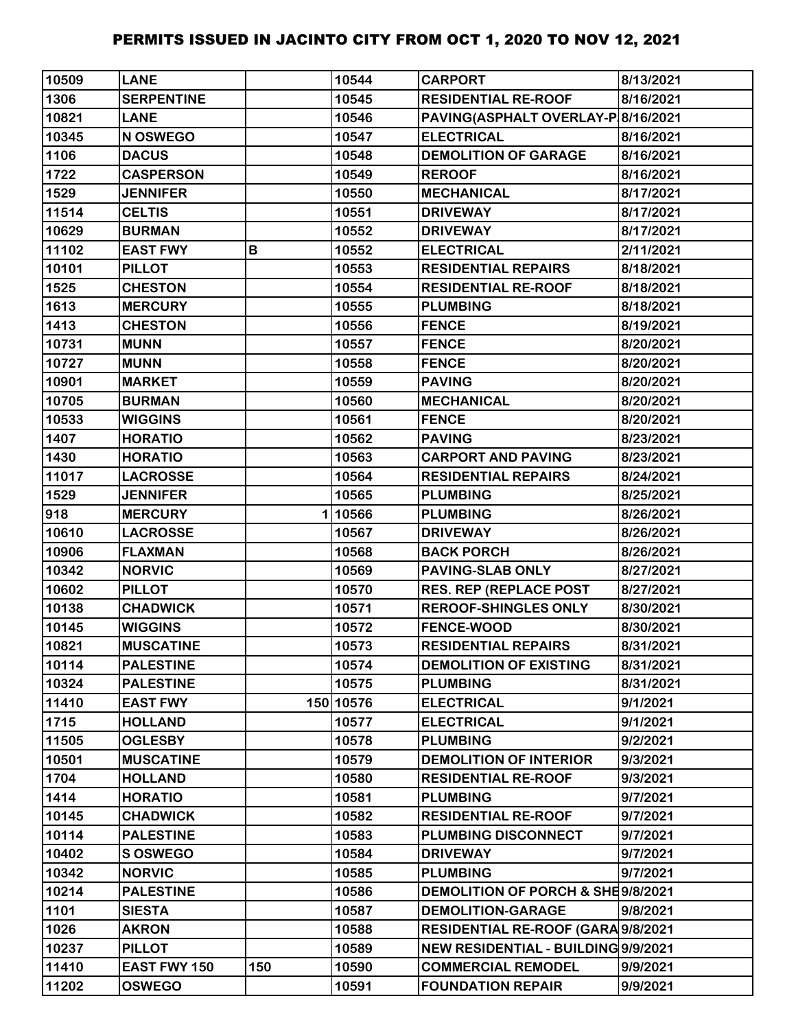# PERMITS ISSUED IN JACINTO CITY FROM OCT 1, 2020 TO NOV 12, 2021

| | | | | | |
|---|---|---|---|---|---|
| 10509 | LANE | | 10544 | CARPORT | 8/13/2021 |
| 1306 | SERPENTINE | | 10545 | RESIDENTIAL RE-ROOF | 8/16/2021 |
| 10821 | LANE | | 10546 | PAVING(ASPHALT OVERLAY-P | 8/16/2021 |
| 10345 | N OSWEGO | | 10547 | ELECTRICAL | 8/16/2021 |
| 1106 | DACUS | | 10548 | DEMOLITION OF GARAGE | 8/16/2021 |
| 1722 | CASPERSON | | 10549 | REROOF | 8/16/2021 |
| 1529 | JENNIFER | | 10550 | MECHANICAL | 8/17/2021 |
| 11514 | CELTIS | | 10551 | DRIVEWAY | 8/17/2021 |
| 10629 | BURMAN | | 10552 | DRIVEWAY | 8/17/2021 |
| 11102 | EAST FWY | B | 10552 | ELECTRICAL | 2/11/2021 |
| 10101 | PILLOT | | 10553 | RESIDENTIAL REPAIRS | 8/18/2021 |
| 1525 | CHESTON | | 10554 | RESIDENTIAL RE-ROOF | 8/18/2021 |
| 1613 | MERCURY | | 10555 | PLUMBING | 8/18/2021 |
| 1413 | CHESTON | | 10556 | FENCE | 8/19/2021 |
| 10731 | MUNN | | 10557 | FENCE | 8/20/2021 |
| 10727 | MUNN | | 10558 | FENCE | 8/20/2021 |
| 10901 | MARKET | | 10559 | PAVING | 8/20/2021 |
| 10705 | BURMAN | | 10560 | MECHANICAL | 8/20/2021 |
| 10533 | WIGGINS | | 10561 | FENCE | 8/20/2021 |
| 1407 | HORATIO | | 10562 | PAVING | 8/23/2021 |
| 1430 | HORATIO | | 10563 | CARPORT AND PAVING | 8/23/2021 |
| 11017 | LACROSSE | | 10564 | RESIDENTIAL REPAIRS | 8/24/2021 |
| 1529 | JENNIFER | | 10565 | PLUMBING | 8/25/2021 |
| 918 | MERCURY | 1 | 10566 | PLUMBING | 8/26/2021 |
| 10610 | LACROSSE | | 10567 | DRIVEWAY | 8/26/2021 |
| 10906 | FLAXMAN | | 10568 | BACK PORCH | 8/26/2021 |
| 10342 | NORVIC | | 10569 | PAVING-SLAB ONLY | 8/27/2021 |
| 10602 | PILLOT | | 10570 | RES. REP (REPLACE POST | 8/27/2021 |
| 10138 | CHADWICK | | 10571 | REROOF-SHINGLES ONLY | 8/30/2021 |
| 10145 | WIGGINS | | 10572 | FENCE-WOOD | 8/30/2021 |
| 10821 | MUSCATINE | | 10573 | RESIDENTIAL REPAIRS | 8/31/2021 |
| 10114 | PALESTINE | | 10574 | DEMOLITION OF EXISTING | 8/31/2021 |
| 10324 | PALESTINE | | 10575 | PLUMBING | 8/31/2021 |
| 11410 | EAST FWY | 150 | 10576 | ELECTRICAL | 9/1/2021 |
| 1715 | HOLLAND | | 10577 | ELECTRICAL | 9/1/2021 |
| 11505 | OGLESBY | | 10578 | PLUMBING | 9/2/2021 |
| 10501 | MUSCATINE | | 10579 | DEMOLITION OF INTERIOR | 9/3/2021 |
| 1704 | HOLLAND | | 10580 | RESIDENTIAL RE-ROOF | 9/3/2021 |
| 1414 | HORATIO | | 10581 | PLUMBING | 9/7/2021 |
| 10145 | CHADWICK | | 10582 | RESIDENTIAL RE-ROOF | 9/7/2021 |
| 10114 | PALESTINE | | 10583 | PLUMBING DISCONNECT | 9/7/2021 |
| 10402 | S OSWEGO | | 10584 | DRIVEWAY | 9/7/2021 |
| 10342 | NORVIC | | 10585 | PLUMBING | 9/7/2021 |
| 10214 | PALESTINE | | 10586 | DEMOLITION OF PORCH & SHE | 9/8/2021 |
| 1101 | SIESTA | | 10587 | DEMOLITION-GARAGE | 9/8/2021 |
| 1026 | AKRON | | 10588 | RESIDENTIAL RE-ROOF (GARA | 9/8/2021 |
| 10237 | PILLOT | | 10589 | NEW RESIDENTIAL - BUILDING | 9/9/2021 |
| 11410 | EAST FWY 150 | 150 | 10590 | COMMERCIAL REMODEL | 9/9/2021 |
| 11202 | OSWEGO | | 10591 | FOUNDATION REPAIR | 9/9/2021 |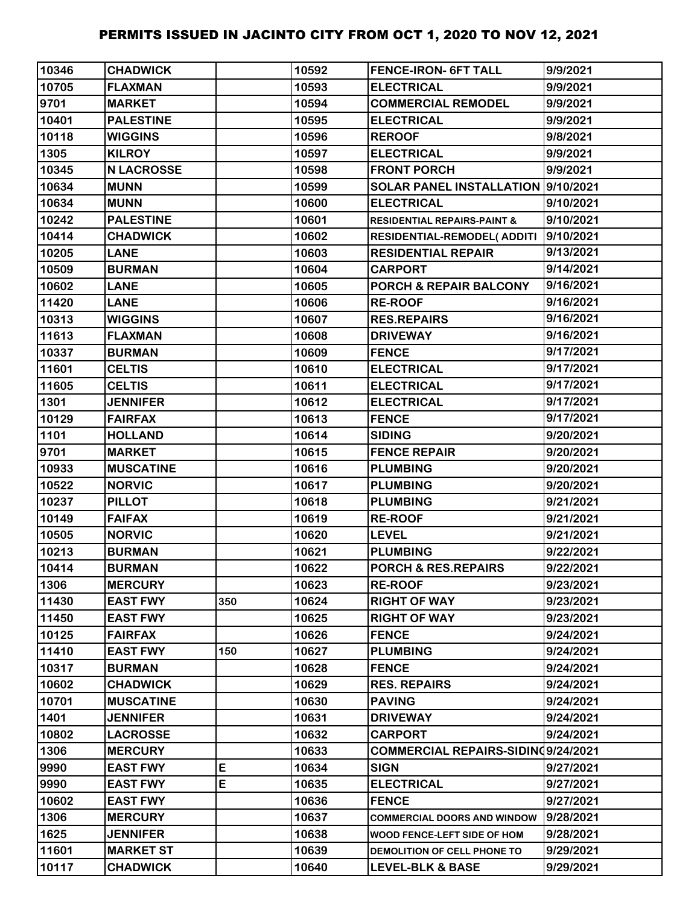# PERMITS ISSUED IN JACINTO CITY FROM OCT 1, 2020 TO NOV 12, 2021

| | | | | | |
|---|---|---|---|---|---|
| 10346 | CHADWICK | | 10592 | FENCE-IRON- 6FT TALL | 9/9/2021 |
| 10705 | FLAXMAN | | 10593 | ELECTRICAL | 9/9/2021 |
| 9701 | MARKET | | 10594 | COMMERCIAL REMODEL | 9/9/2021 |
| 10401 | PALESTINE | | 10595 | ELECTRICAL | 9/9/2021 |
| 10118 | WIGGINS | | 10596 | REROOF | 9/8/2021 |
| 1305 | KILROY | | 10597 | ELECTRICAL | 9/9/2021 |
| 10345 | N LACROSSE | | 10598 | FRONT PORCH | 9/9/2021 |
| 10634 | MUNN | | 10599 | SOLAR PANEL INSTALLATION | 9/10/2021 |
| 10634 | MUNN | | 10600 | ELECTRICAL | 9/10/2021 |
| 10242 | PALESTINE | | 10601 | RESIDENTIAL REPAIRS-PAINT & | 9/10/2021 |
| 10414 | CHADWICK | | 10602 | RESIDENTIAL-REMODEL( ADDITI | 9/10/2021 |
| 10205 | LANE | | 10603 | RESIDENTIAL REPAIR | 9/13/2021 |
| 10509 | BURMAN | | 10604 | CARPORT | 9/14/2021 |
| 10602 | LANE | | 10605 | PORCH & REPAIR BALCONY | 9/16/2021 |
| 11420 | LANE | | 10606 | RE-ROOF | 9/16/2021 |
| 10313 | WIGGINS | | 10607 | RES.REPAIRS | 9/16/2021 |
| 11613 | FLAXMAN | | 10608 | DRIVEWAY | 9/16/2021 |
| 10337 | BURMAN | | 10609 | FENCE | 9/17/2021 |
| 11601 | CELTIS | | 10610 | ELECTRICAL | 9/17/2021 |
| 11605 | CELTIS | | 10611 | ELECTRICAL | 9/17/2021 |
| 1301 | JENNIFER | | 10612 | ELECTRICAL | 9/17/2021 |
| 10129 | FAIRFAX | | 10613 | FENCE | 9/17/2021 |
| 1101 | HOLLAND | | 10614 | SIDING | 9/20/2021 |
| 9701 | MARKET | | 10615 | FENCE REPAIR | 9/20/2021 |
| 10933 | MUSCATINE | | 10616 | PLUMBING | 9/20/2021 |
| 10522 | NORVIC | | 10617 | PLUMBING | 9/20/2021 |
| 10237 | PILLOT | | 10618 | PLUMBING | 9/21/2021 |
| 10149 | FAIFAX | | 10619 | RE-ROOF | 9/21/2021 |
| 10505 | NORVIC | | 10620 | LEVEL | 9/21/2021 |
| 10213 | BURMAN | | 10621 | PLUMBING | 9/22/2021 |
| 10414 | BURMAN | | 10622 | PORCH & RES.REPAIRS | 9/22/2021 |
| 1306 | MERCURY | | 10623 | RE-ROOF | 9/23/2021 |
| 11430 | EAST FWY | 350 | 10624 | RIGHT OF WAY | 9/23/2021 |
| 11450 | EAST FWY | | 10625 | RIGHT OF WAY | 9/23/2021 |
| 10125 | FAIRFAX | | 10626 | FENCE | 9/24/2021 |
| 11410 | EAST FWY | 150 | 10627 | PLUMBING | 9/24/2021 |
| 10317 | BURMAN | | 10628 | FENCE | 9/24/2021 |
| 10602 | CHADWICK | | 10629 | RES. REPAIRS | 9/24/2021 |
| 10701 | MUSCATINE | | 10630 | PAVING | 9/24/2021 |
| 1401 | JENNIFER | | 10631 | DRIVEWAY | 9/24/2021 |
| 10802 | LACROSSE | | 10632 | CARPORT | 9/24/2021 |
| 1306 | MERCURY | | 10633 | COMMERCIAL REPAIRS-SIDING | 9/24/2021 |
| 9990 | EAST FWY | E | 10634 | SIGN | 9/27/2021 |
| 9990 | EAST FWY | E | 10635 | ELECTRICAL | 9/27/2021 |
| 10602 | EAST FWY | | 10636 | FENCE | 9/27/2021 |
| 1306 | MERCURY | | 10637 | COMMERCIAL DOORS AND WINDOW | 9/28/2021 |
| 1625 | JENNIFER | | 10638 | WOOD FENCE-LEFT SIDE OF HOM | 9/28/2021 |
| 11601 | MARKET ST | | 10639 | DEMOLITION OF CELL PHONE TO | 9/29/2021 |
| 10117 | CHADWICK | | 10640 | LEVEL-BLK & BASE | 9/29/2021 |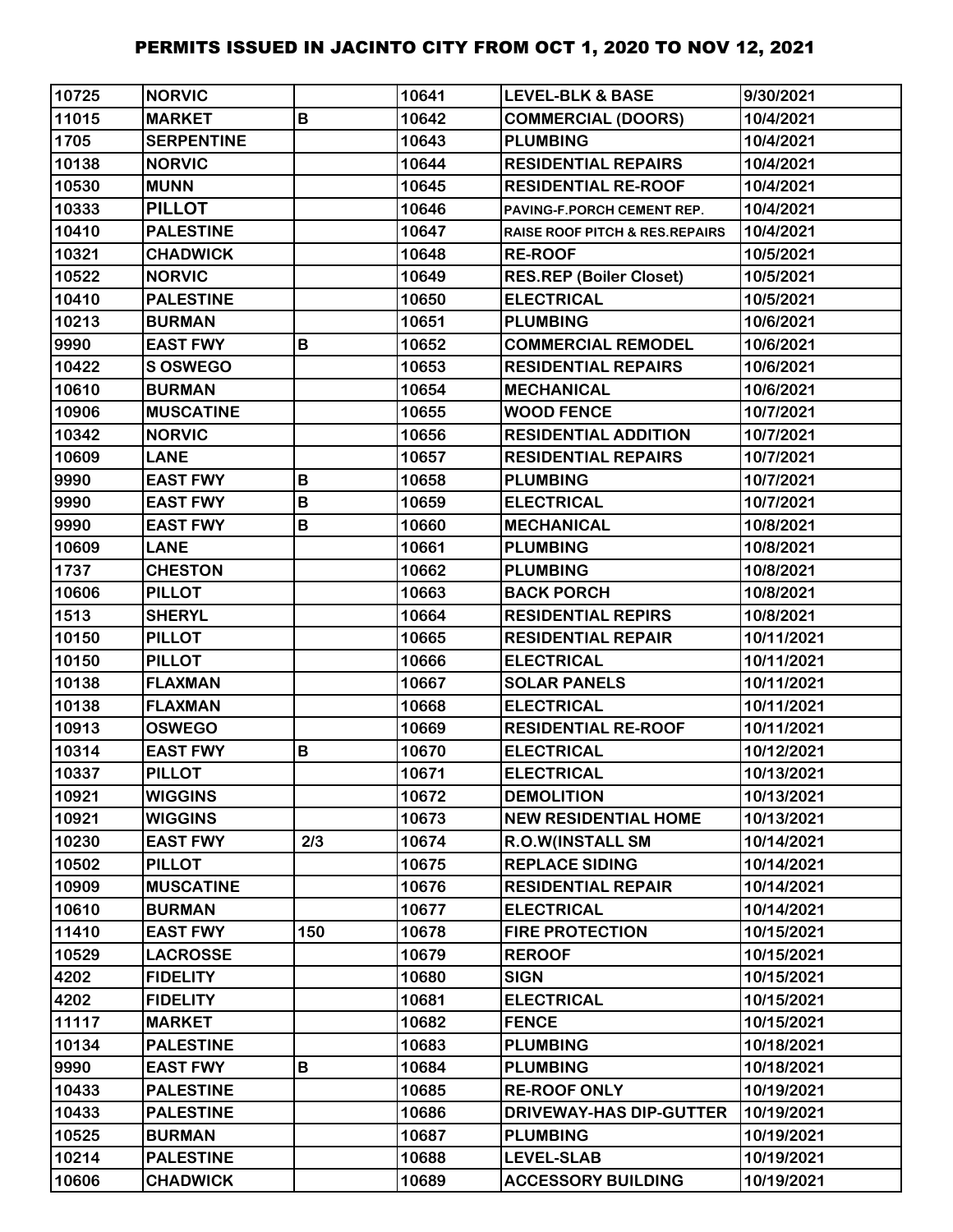# PERMITS ISSUED IN JACINTO CITY FROM OCT 1, 2020 TO NOV 12, 2021

| | | | | | |
|---|---|---|---|---|---|
| 10725 | NORVIC | | 10641 | LEVEL-BLK & BASE | 9/30/2021 |
| 11015 | MARKET | B | 10642 | COMMERCIAL (DOORS) | 10/4/2021 |
| 1705 | SERPENTINE | | 10643 | PLUMBING | 10/4/2021 |
| 10138 | NORVIC | | 10644 | RESIDENTIAL REPAIRS | 10/4/2021 |
| 10530 | MUNN | | 10645 | RESIDENTIAL RE-ROOF | 10/4/2021 |
| 10333 | PILLOT | | 10646 | PAVING-F.PORCH CEMENT REP. | 10/4/2021 |
| 10410 | PALESTINE | | 10647 | RAISE ROOF PITCH & RES.REPAIRS | 10/4/2021 |
| 10321 | CHADWICK | | 10648 | RE-ROOF | 10/5/2021 |
| 10522 | NORVIC | | 10649 | RES.REP (Boiler Closet) | 10/5/2021 |
| 10410 | PALESTINE | | 10650 | ELECTRICAL | 10/5/2021 |
| 10213 | BURMAN | | 10651 | PLUMBING | 10/6/2021 |
| 9990 | EAST FWY | B | 10652 | COMMERCIAL REMODEL | 10/6/2021 |
| 10422 | S OSWEGO | | 10653 | RESIDENTIAL REPAIRS | 10/6/2021 |
| 10610 | BURMAN | | 10654 | MECHANICAL | 10/6/2021 |
| 10906 | MUSCATINE | | 10655 | WOOD FENCE | 10/7/2021 |
| 10342 | NORVIC | | 10656 | RESIDENTIAL ADDITION | 10/7/2021 |
| 10609 | LANE | | 10657 | RESIDENTIAL REPAIRS | 10/7/2021 |
| 9990 | EAST FWY | B | 10658 | PLUMBING | 10/7/2021 |
| 9990 | EAST FWY | B | 10659 | ELECTRICAL | 10/7/2021 |
| 9990 | EAST FWY | B | 10660 | MECHANICAL | 10/8/2021 |
| 10609 | LANE | | 10661 | PLUMBING | 10/8/2021 |
| 1737 | CHESTON | | 10662 | PLUMBING | 10/8/2021 |
| 10606 | PILLOT | | 10663 | BACK PORCH | 10/8/2021 |
| 1513 | SHERYL | | 10664 | RESIDENTIAL REPIRS | 10/8/2021 |
| 10150 | PILLOT | | 10665 | RESIDENTIAL REPAIR | 10/11/2021 |
| 10150 | PILLOT | | 10666 | ELECTRICAL | 10/11/2021 |
| 10138 | FLAXMAN | | 10667 | SOLAR PANELS | 10/11/2021 |
| 10138 | FLAXMAN | | 10668 | ELECTRICAL | 10/11/2021 |
| 10913 | OSWEGO | | 10669 | RESIDENTIAL RE-ROOF | 10/11/2021 |
| 10314 | EAST FWY | B | 10670 | ELECTRICAL | 10/12/2021 |
| 10337 | PILLOT | | 10671 | ELECTRICAL | 10/13/2021 |
| 10921 | WIGGINS | | 10672 | DEMOLITION | 10/13/2021 |
| 10921 | WIGGINS | | 10673 | NEW RESIDENTIAL HOME | 10/13/2021 |
| 10230 | EAST FWY | 2/3 | 10674 | R.O.W(INSTALL SM | 10/14/2021 |
| 10502 | PILLOT | | 10675 | REPLACE SIDING | 10/14/2021 |
| 10909 | MUSCATINE | | 10676 | RESIDENTIAL REPAIR | 10/14/2021 |
| 10610 | BURMAN | | 10677 | ELECTRICAL | 10/14/2021 |
| 11410 | EAST FWY | 150 | 10678 | FIRE PROTECTION | 10/15/2021 |
| 10529 | LACROSSE | | 10679 | REROOF | 10/15/2021 |
| 4202 | FIDELITY | | 10680 | SIGN | 10/15/2021 |
| 4202 | FIDELITY | | 10681 | ELECTRICAL | 10/15/2021 |
| 11117 | MARKET | | 10682 | FENCE | 10/15/2021 |
| 10134 | PALESTINE | | 10683 | PLUMBING | 10/18/2021 |
| 9990 | EAST FWY | B | 10684 | PLUMBING | 10/18/2021 |
| 10433 | PALESTINE | | 10685 | RE-ROOF ONLY | 10/19/2021 |
| 10433 | PALESTINE | | 10686 | DRIVEWAY-HAS DIP-GUTTER | 10/19/2021 |
| 10525 | BURMAN | | 10687 | PLUMBING | 10/19/2021 |
| 10214 | PALESTINE | | 10688 | LEVEL-SLAB | 10/19/2021 |
| 10606 | CHADWICK | | 10689 | ACCESSORY BUILDING | 10/19/2021 |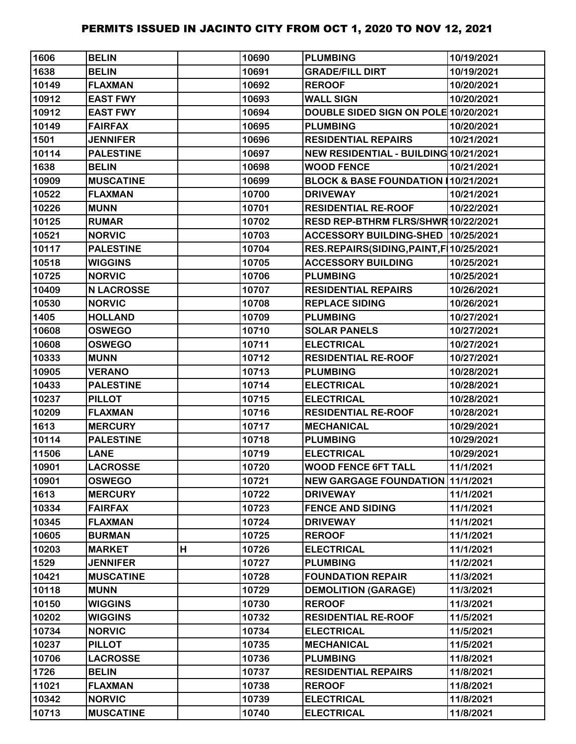# PERMITS ISSUED IN JACINTO CITY FROM OCT 1, 2020 TO NOV 12, 2021

| | | | | | |
|---|---|---|---|---|---|
| 1606 | BELIN | | 10690 | PLUMBING | 10/19/2021 |
| 1638 | BELIN | | 10691 | GRADE/FILL DIRT | 10/19/2021 |
| 10149 | FLAXMAN | | 10692 | REROOF | 10/20/2021 |
| 10912 | EAST FWY | | 10693 | WALL SIGN | 10/20/2021 |
| 10912 | EAST FWY | | 10694 | DOUBLE SIDED SIGN ON POLE | 10/20/2021 |
| 10149 | FAIRFAX | | 10695 | PLUMBING | 10/20/2021 |
| 1501 | JENNIFER | | 10696 | RESIDENTIAL REPAIRS | 10/21/2021 |
| 10114 | PALESTINE | | 10697 | NEW RESIDENTIAL - BUILDING | 10/21/2021 |
| 1638 | BELIN | | 10698 | WOOD FENCE | 10/21/2021 |
| 10909 | MUSCATINE | | 10699 | BLOCK & BASE FOUNDATION I | 10/21/2021 |
| 10522 | FLAXMAN | | 10700 | DRIVEWAY | 10/21/2021 |
| 10226 | MUNN | | 10701 | RESIDENTIAL RE-ROOF | 10/22/2021 |
| 10125 | RUMAR | | 10702 | RESD REP-BTHRM FLRS/SHWR | 10/22/2021 |
| 10521 | NORVIC | | 10703 | ACCESSORY BUILDING-SHED | 10/25/2021 |
| 10117 | PALESTINE | | 10704 | RES.REPAIRS(SIDING,PAINT,F | 10/25/2021 |
| 10518 | WIGGINS | | 10705 | ACCESSORY BUILDING | 10/25/2021 |
| 10725 | NORVIC | | 10706 | PLUMBING | 10/25/2021 |
| 10409 | N LACROSSE | | 10707 | RESIDENTIAL REPAIRS | 10/26/2021 |
| 10530 | NORVIC | | 10708 | REPLACE SIDING | 10/26/2021 |
| 1405 | HOLLAND | | 10709 | PLUMBING | 10/27/2021 |
| 10608 | OSWEGO | | 10710 | SOLAR PANELS | 10/27/2021 |
| 10608 | OSWEGO | | 10711 | ELECTRICAL | 10/27/2021 |
| 10333 | MUNN | | 10712 | RESIDENTIAL RE-ROOF | 10/27/2021 |
| 10905 | VERANO | | 10713 | PLUMBING | 10/28/2021 |
| 10433 | PALESTINE | | 10714 | ELECTRICAL | 10/28/2021 |
| 10237 | PILLOT | | 10715 | ELECTRICAL | 10/28/2021 |
| 10209 | FLAXMAN | | 10716 | RESIDENTIAL RE-ROOF | 10/28/2021 |
| 1613 | MERCURY | | 10717 | MECHANICAL | 10/29/2021 |
| 10114 | PALESTINE | | 10718 | PLUMBING | 10/29/2021 |
| 11506 | LANE | | 10719 | ELECTRICAL | 10/29/2021 |
| 10901 | LACROSSE | | 10720 | WOOD FENCE 6FT TALL | 11/1/2021 |
| 10901 | OSWEGO | | 10721 | NEW GARGAGE FOUNDATION | 11/1/2021 |
| 1613 | MERCURY | | 10722 | DRIVEWAY | 11/1/2021 |
| 10334 | FAIRFAX | | 10723 | FENCE AND SIDING | 11/1/2021 |
| 10345 | FLAXMAN | | 10724 | DRIVEWAY | 11/1/2021 |
| 10605 | BURMAN | | 10725 | REROOF | 11/1/2021 |
| 10203 | MARKET | H | 10726 | ELECTRICAL | 11/1/2021 |
| 1529 | JENNIFER | | 10727 | PLUMBING | 11/2/2021 |
| 10421 | MUSCATINE | | 10728 | FOUNDATION REPAIR | 11/3/2021 |
| 10118 | MUNN | | 10729 | DEMOLITION (GARAGE) | 11/3/2021 |
| 10150 | WIGGINS | | 10730 | REROOF | 11/3/2021 |
| 10202 | WIGGINS | | 10732 | RESIDENTIAL RE-ROOF | 11/5/2021 |
| 10734 | NORVIC | | 10734 | ELECTRICAL | 11/5/2021 |
| 10237 | PILLOT | | 10735 | MECHANICAL | 11/5/2021 |
| 10706 | LACROSSE | | 10736 | PLUMBING | 11/8/2021 |
| 1726 | BELIN | | 10737 | RESIDENTIAL REPAIRS | 11/8/2021 |
| 11021 | FLAXMAN | | 10738 | REROOF | 11/8/2021 |
| 10342 | NORVIC | | 10739 | ELECTRICAL | 11/8/2021 |
| 10713 | MUSCATINE | | 10740 | ELECTRICAL | 11/8/2021 |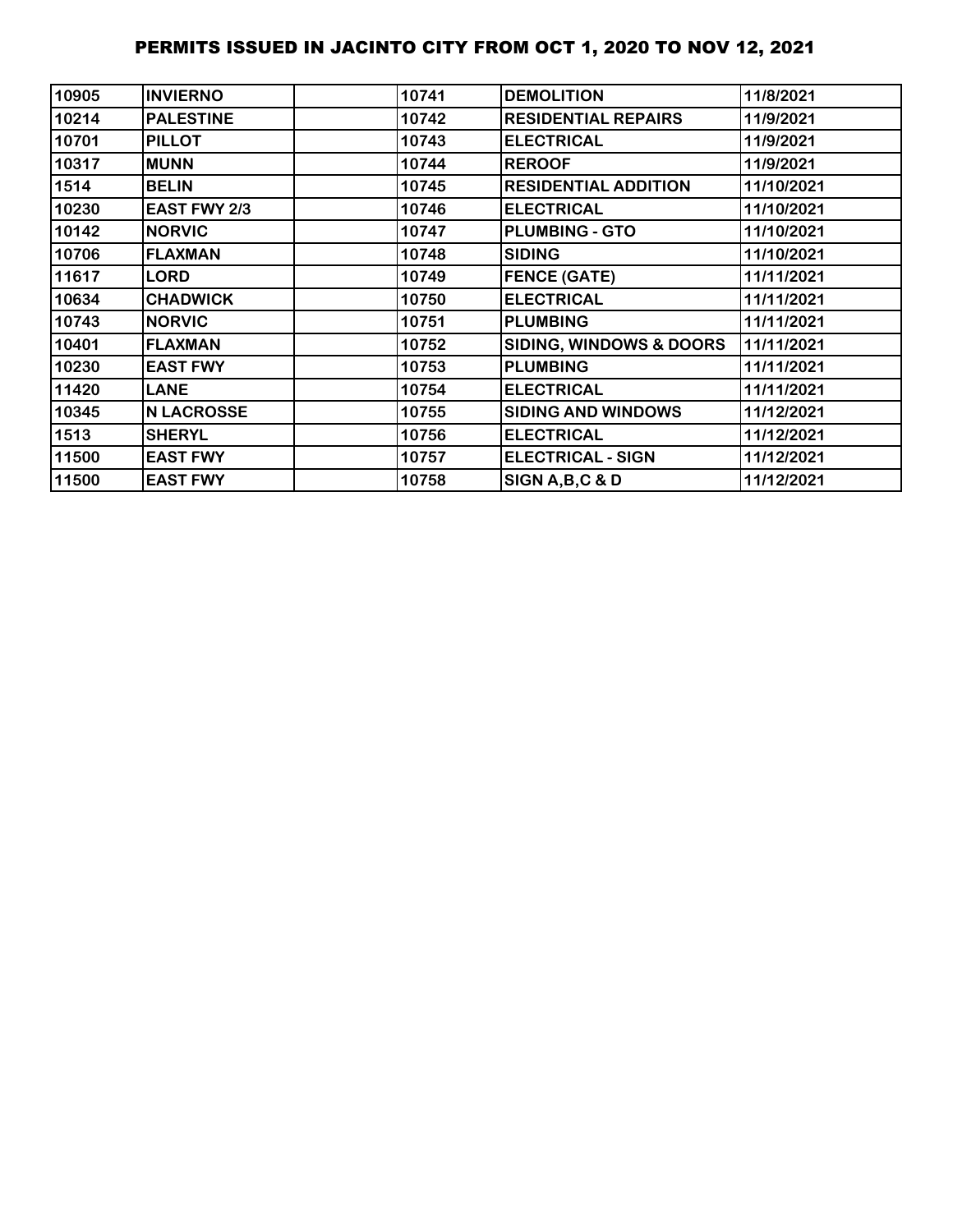| | | | | | |
|---|---|---|---|---|---|
| 10905 | INVIERNO | | 10741 | DEMOLITION | 11/8/2021 |
| 10214 | PALESTINE | | 10742 | RESIDENTIAL REPAIRS | 11/9/2021 |
| 10701 | PILLOT | | 10743 | ELECTRICAL | 11/9/2021 |
| 10317 | MUNN | | 10744 | REROOF | 11/9/2021 |
| 1514 | BELIN | | 10745 | RESIDENTIAL ADDITION | 11/10/2021 |
| 10230 | EAST FWY 2/3 | | 10746 | ELECTRICAL | 11/10/2021 |
| 10142 | NORVIC | | 10747 | PLUMBING - GTO | 11/10/2021 |
| 10706 | FLAXMAN | | 10748 | SIDING | 11/10/2021 |
| 11617 | LORD | | 10749 | FENCE (GATE) | 11/11/2021 |
| 10634 | CHADWICK | | 10750 | ELECTRICAL | 11/11/2021 |
| 10743 | NORVIC | | 10751 | PLUMBING | 11/11/2021 |
| 10401 | FLAXMAN | | 10752 | SIDING, WINDOWS & DOORS | 11/11/2021 |
| 10230 | EAST FWY | | 10753 | PLUMBING | 11/11/2021 |
| 11420 | LANE | | 10754 | ELECTRICAL | 11/11/2021 |
| 10345 | N LACROSSE | | 10755 | SIDING AND WINDOWS | 11/12/2021 |
| 1513 | SHERYL | | 10756 | ELECTRICAL | 11/12/2021 |
| 11500 | EAST FWY | | 10757 | ELECTRICAL - SIGN | 11/12/2021 |
| 11500 | EAST FWY | | 10758 | SIGN A,B,C & D | 11/12/2021 |